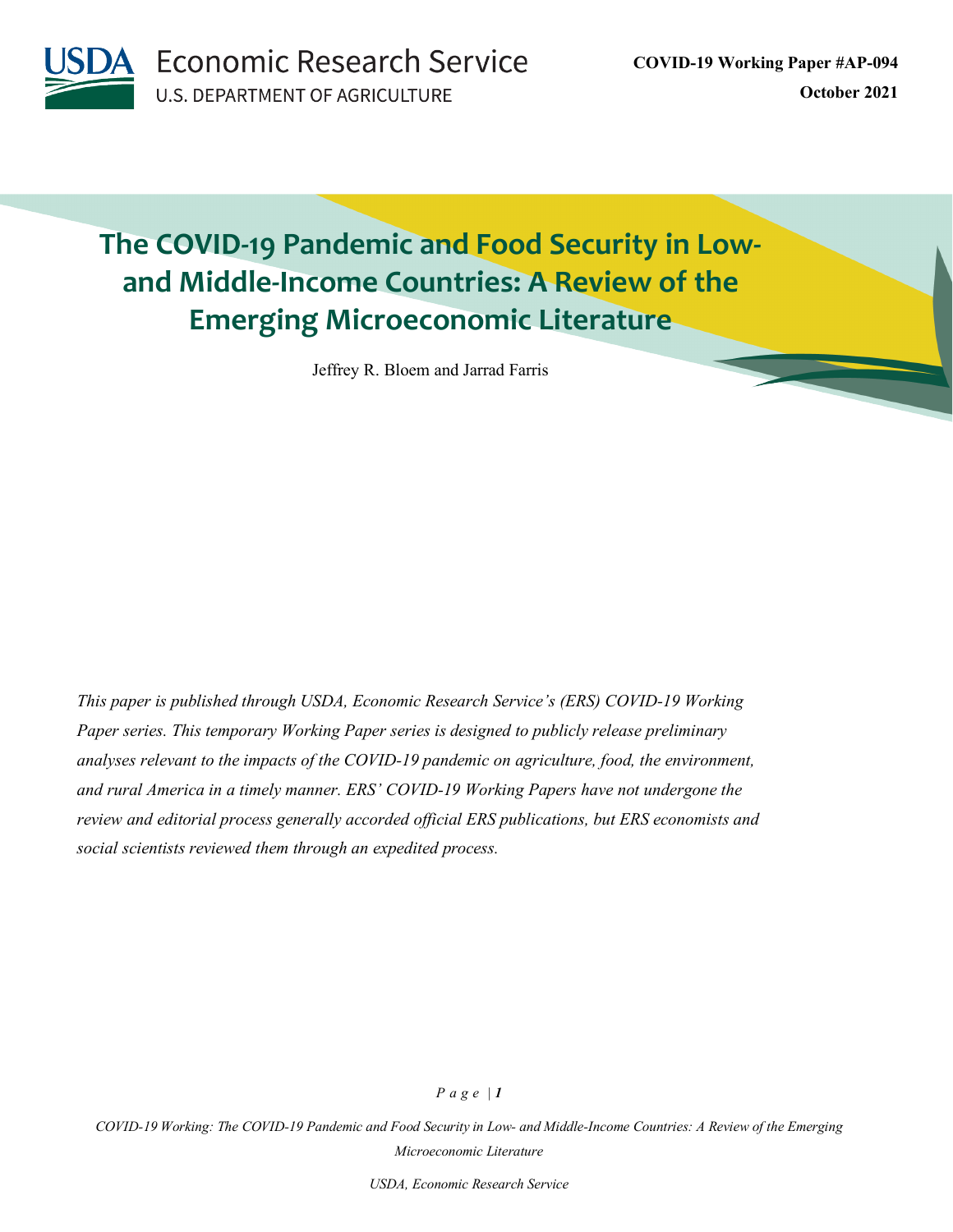USDA Economic Research Service
U.S. DEPARTMENT OF AGRICULTURE

**COVID-19 Working Paper #AP-094**
**October 2021**

# The COVID-19 Pandemic and Food Security in Low- and Middle-Income Countries: A Review of the Emerging Microeconomic Literature

Jeffrey R. Bloem and Jarrad Farris

*This paper is published through USDA, Economic Research Service's (ERS) COVID-19 Working Paper series. This temporary Working Paper series is designed to publicly release preliminary analyses relevant to the impacts of the COVID-19 pandemic on agriculture, food, the environment, and rural America in a timely manner. ERS' COVID-19 Working Papers have not undergone the review and editorial process generally accorded official ERS publications, but ERS economists and social scientists reviewed them through an expedited process.*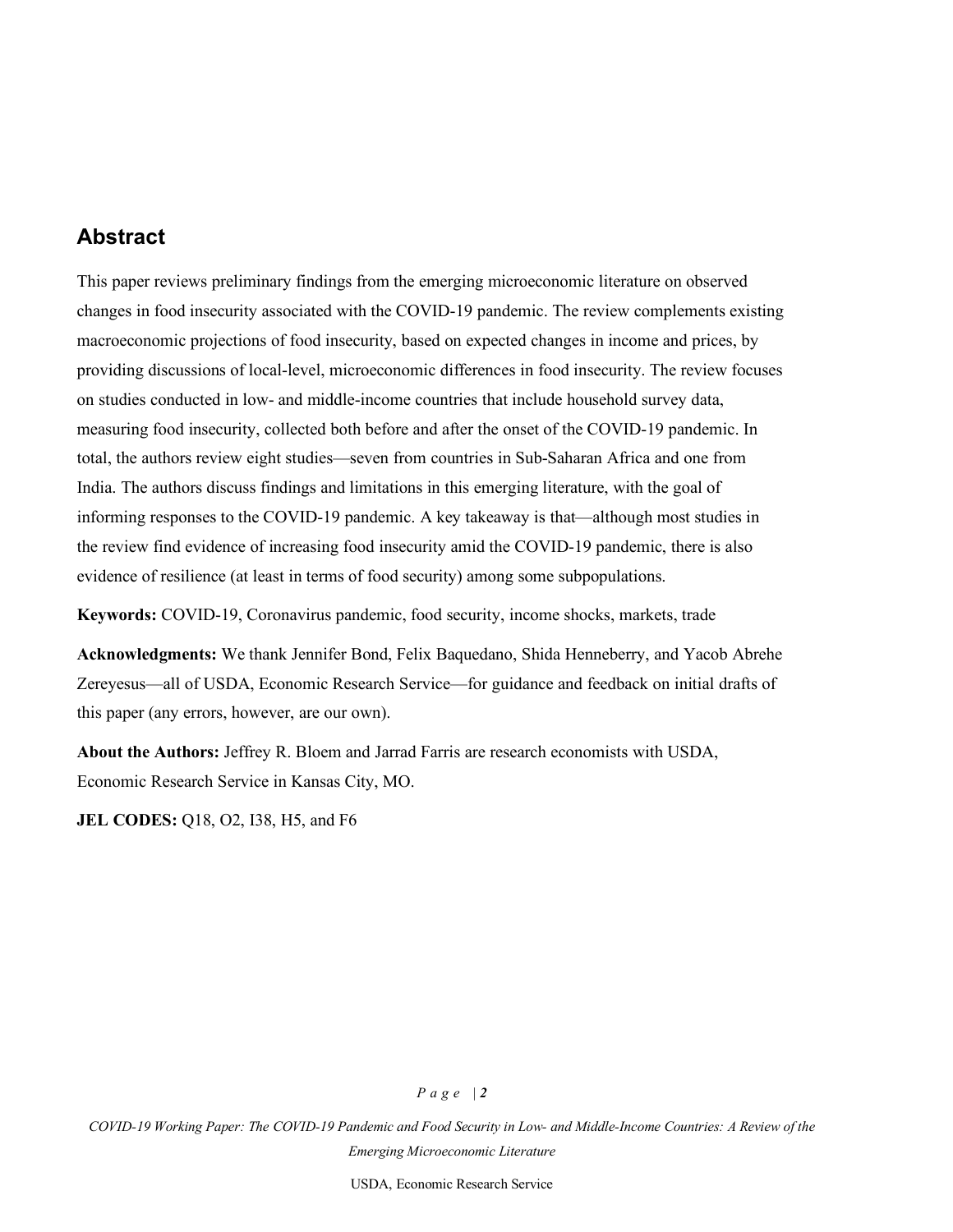## Abstract

This paper reviews preliminary findings from the emerging microeconomic literature on observed changes in food insecurity associated with the COVID-19 pandemic. The review complements existing macroeconomic projections of food insecurity, based on expected changes in income and prices, by providing discussions of local-level, microeconomic differences in food insecurity. The review focuses on studies conducted in low- and middle-income countries that include household survey data, measuring food insecurity, collected both before and after the onset of the COVID-19 pandemic. In total, the authors review eight studies—seven from countries in Sub-Saharan Africa and one from India. The authors discuss findings and limitations in this emerging literature, with the goal of informing responses to the COVID-19 pandemic. A key takeaway is that—although most studies in the review find evidence of increasing food insecurity amid the COVID-19 pandemic, there is also evidence of resilience (at least in terms of food security) among some subpopulations.

**Keywords:** COVID-19, Coronavirus pandemic, food security, income shocks, markets, trade

**Acknowledgments:** We thank Jennifer Bond, Felix Baquedano, Shida Henneberry, and Yacob Abrehe Zereyesus—all of USDA, Economic Research Service—for guidance and feedback on initial drafts of this paper (any errors, however, are our own).

**About the Authors:** Jeffrey R. Bloem and Jarrad Farris are research economists with USDA, Economic Research Service in Kansas City, MO.

**JEL CODES:** Q18, O2, I38, H5, and F6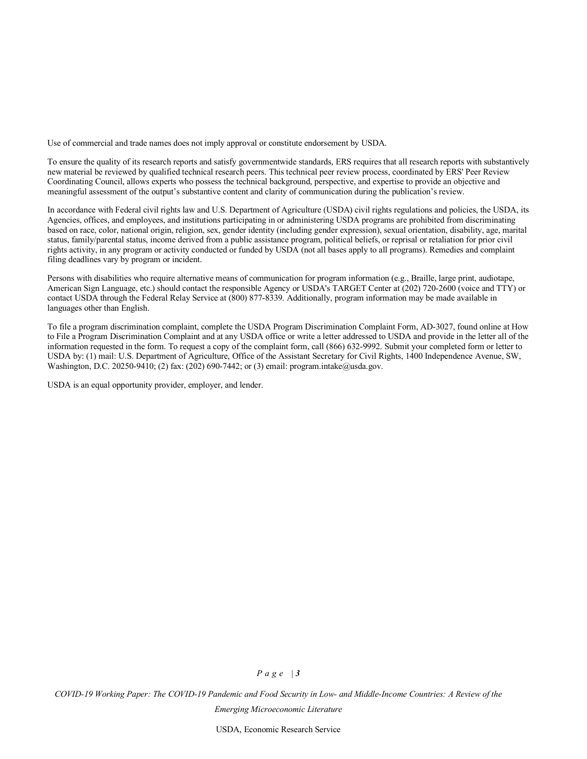Use of commercial and trade names does not imply approval or constitute endorsement by USDA.

To ensure the quality of its research reports and satisfy governmentwide standards, ERS requires that all research reports with substantively new material be reviewed by qualified technical research peers. This technical peer review process, coordinated by ERS' Peer Review Coordinating Council, allows experts who possess the technical background, perspective, and expertise to provide an objective and meaningful assessment of the output's substantive content and clarity of communication during the publication's review.

In accordance with Federal civil rights law and U.S. Department of Agriculture (USDA) civil rights regulations and policies, the USDA, its Agencies, offices, and employees, and institutions participating in or administering USDA programs are prohibited from discriminating based on race, color, national origin, religion, sex, gender identity (including gender expression), sexual orientation, disability, age, marital status, family/parental status, income derived from a public assistance program, political beliefs, or reprisal or retaliation for prior civil rights activity, in any program or activity conducted or funded by USDA (not all bases apply to all programs). Remedies and complaint filing deadlines vary by program or incident.

Persons with disabilities who require alternative means of communication for program information (e.g., Braille, large print, audiotape, American Sign Language, etc.) should contact the responsible Agency or USDA's TARGET Center at (202) 720-2600 (voice and TTY) or contact USDA through the Federal Relay Service at (800) 877-8339. Additionally, program information may be made available in languages other than English.

To file a program discrimination complaint, complete the USDA Program Discrimination Complaint Form, AD-3027, found online at How to File a Program Discrimination Complaint and at any USDA office or write a letter addressed to USDA and provide in the letter all of the information requested in the form. To request a copy of the complaint form, call (866) 632-9992. Submit your completed form or letter to USDA by: (1) mail: U.S. Department of Agriculture, Office of the Assistant Secretary for Civil Rights, 1400 Independence Avenue, SW, Washington, D.C. 20250-9410; (2) fax: (202) 690-7442; or (3) email: program.intake@usda.gov.

USDA is an equal opportunity provider, employer, and lender.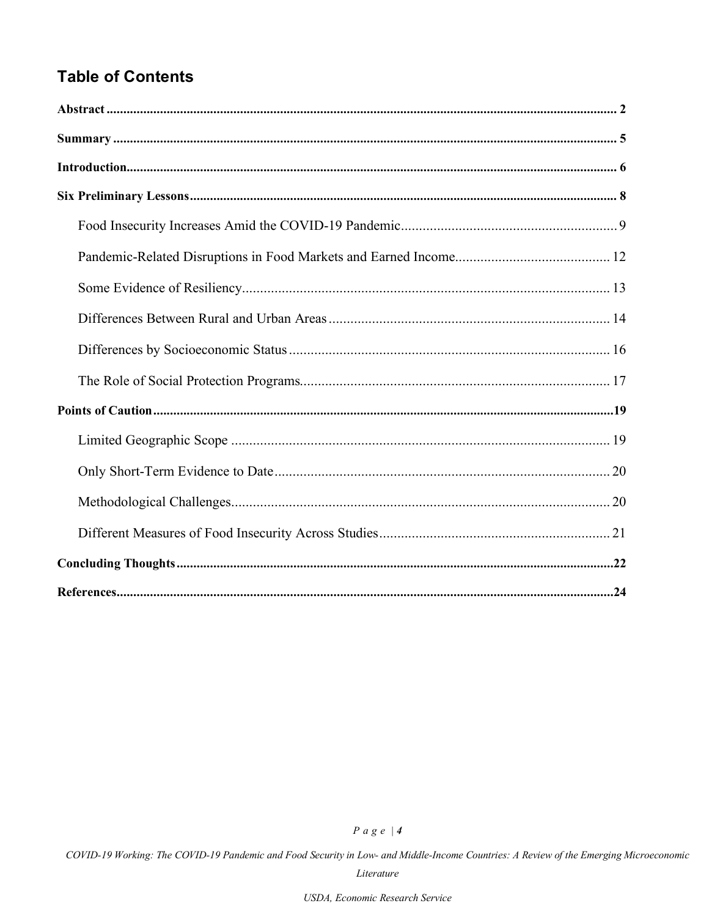## Table of Contents

**Abstract** ........................................................................................................................................ **2**

**Summary** ...................................................................................................................................... **5**

**Introduction**.................................................................................................................................. **6**

**Six Preliminary Lessons** ............................................................................................................... **8**

Food Insecurity Increases Amid the COVID-19 Pandemic............................................................ 9

Pandemic-Related Disruptions in Food Markets and Earned Income........................................... 12

Some Evidence of Resiliency...................................................................................................... 13

Differences Between Rural and Urban Areas .............................................................................. 14

Differences by Socioeconomic Status ......................................................................................... 16

The Role of Social Protection Programs...................................................................................... 17

**Points of Caution** ......................................................................................................................... **19**

Limited Geographic Scope ......................................................................................................... 19

Only Short-Term Evidence to Date ............................................................................................. 20

Methodological Challenges......................................................................................................... 20

Different Measures of Food Insecurity Across Studies ................................................................ 21

**Concluding Thoughts** .................................................................................................................. **22**

**References**.................................................................................................................................... **24**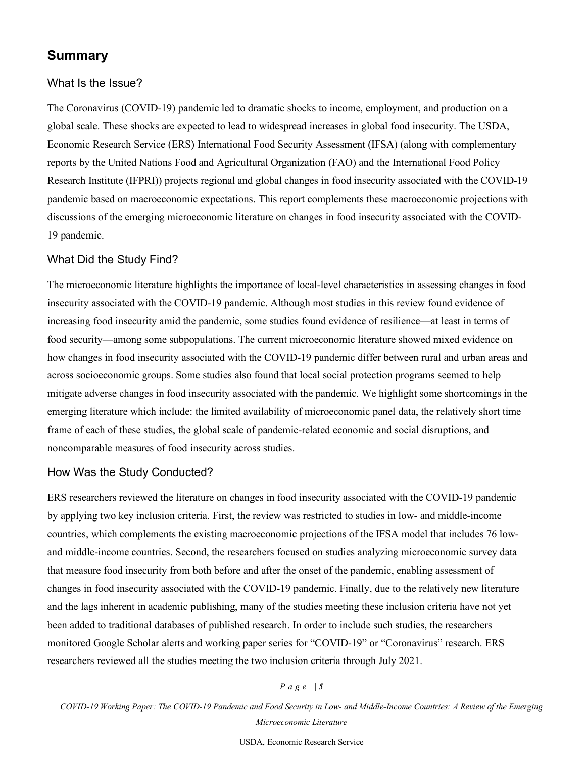## Summary

### What Is the Issue?

The Coronavirus (COVID-19) pandemic led to dramatic shocks to income, employment, and production on a global scale. These shocks are expected to lead to widespread increases in global food insecurity. The USDA, Economic Research Service (ERS) International Food Security Assessment (IFSA) (along with complementary reports by the United Nations Food and Agricultural Organization (FAO) and the International Food Policy Research Institute (IFPRI)) projects regional and global changes in food insecurity associated with the COVID-19 pandemic based on macroeconomic expectations. This report complements these macroeconomic projections with discussions of the emerging microeconomic literature on changes in food insecurity associated with the COVID-19 pandemic.

### What Did the Study Find?

The microeconomic literature highlights the importance of local-level characteristics in assessing changes in food insecurity associated with the COVID-19 pandemic. Although most studies in this review found evidence of increasing food insecurity amid the pandemic, some studies found evidence of resilience—at least in terms of food security—among some subpopulations. The current microeconomic literature showed mixed evidence on how changes in food insecurity associated with the COVID-19 pandemic differ between rural and urban areas and across socioeconomic groups. Some studies also found that local social protection programs seemed to help mitigate adverse changes in food insecurity associated with the pandemic. We highlight some shortcomings in the emerging literature which include: the limited availability of microeconomic panel data, the relatively short time frame of each of these studies, the global scale of pandemic-related economic and social disruptions, and noncomparable measures of food insecurity across studies.

### How Was the Study Conducted?

ERS researchers reviewed the literature on changes in food insecurity associated with the COVID-19 pandemic by applying two key inclusion criteria. First, the review was restricted to studies in low- and middle-income countries, which complements the existing macroeconomic projections of the IFSA model that includes 76 low- and middle-income countries. Second, the researchers focused on studies analyzing microeconomic survey data that measure food insecurity from both before and after the onset of the pandemic, enabling assessment of changes in food insecurity associated with the COVID-19 pandemic. Finally, due to the relatively new literature and the lags inherent in academic publishing, many of the studies meeting these inclusion criteria have not yet been added to traditional databases of published research. In order to include such studies, the researchers monitored Google Scholar alerts and working paper series for "COVID-19" or "Coronavirus" research. ERS researchers reviewed all the studies meeting the two inclusion criteria through July 2021.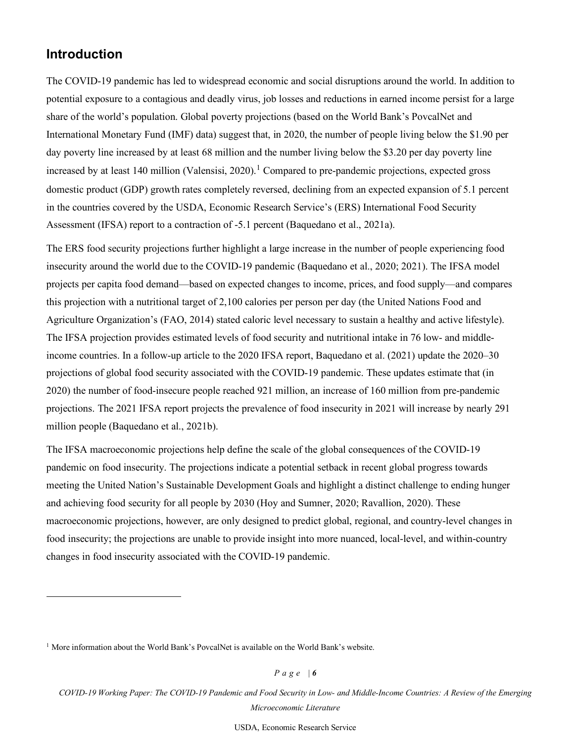## Introduction

The COVID-19 pandemic has led to widespread economic and social disruptions around the world. In addition to potential exposure to a contagious and deadly virus, job losses and reductions in earned income persist for a large share of the world's population. Global poverty projections (based on the World Bank's PovcalNet and International Monetary Fund (IMF) data) suggest that, in 2020, the number of people living below the $1.90 per day poverty line increased by at least 68 million and the number living below the $3.20 per day poverty line increased by at least 140 million (Valensisi, 2020).[1] Compared to pre-pandemic projections, expected gross domestic product (GDP) growth rates completely reversed, declining from an expected expansion of 5.1 percent in the countries covered by the USDA, Economic Research Service's (ERS) International Food Security Assessment (IFSA) report to a contraction of -5.1 percent (Baquedano et al., 2021a).

The ERS food security projections further highlight a large increase in the number of people experiencing food insecurity around the world due to the COVID-19 pandemic (Baquedano et al., 2020; 2021). The IFSA model projects per capita food demand—based on expected changes to income, prices, and food supply—and compares this projection with a nutritional target of 2,100 calories per person per day (the United Nations Food and Agriculture Organization's (FAO, 2014) stated caloric level necessary to sustain a healthy and active lifestyle). The IFSA projection provides estimated levels of food security and nutritional intake in 76 low- and middle-income countries. In a follow-up article to the 2020 IFSA report, Baquedano et al. (2021) update the 2020–30 projections of global food security associated with the COVID-19 pandemic. These updates estimate that (in 2020) the number of food-insecure people reached 921 million, an increase of 160 million from pre-pandemic projections. The 2021 IFSA report projects the prevalence of food insecurity in 2021 will increase by nearly 291 million people (Baquedano et al., 2021b).

The IFSA macroeconomic projections help define the scale of the global consequences of the COVID-19 pandemic on food insecurity. The projections indicate a potential setback in recent global progress towards meeting the United Nation's Sustainable Development Goals and highlight a distinct challenge to ending hunger and achieving food security for all people by 2030 (Hoy and Sumner, 2020; Ravallion, 2020). These macroeconomic projections, however, are only designed to predict global, regional, and country-level changes in food insecurity; the projections are unable to provide insight into more nuanced, local-level, and within-country changes in food insecurity associated with the COVID-19 pandemic.

---

[1] More information about the World Bank's PovcalNet is available on the World Bank's website.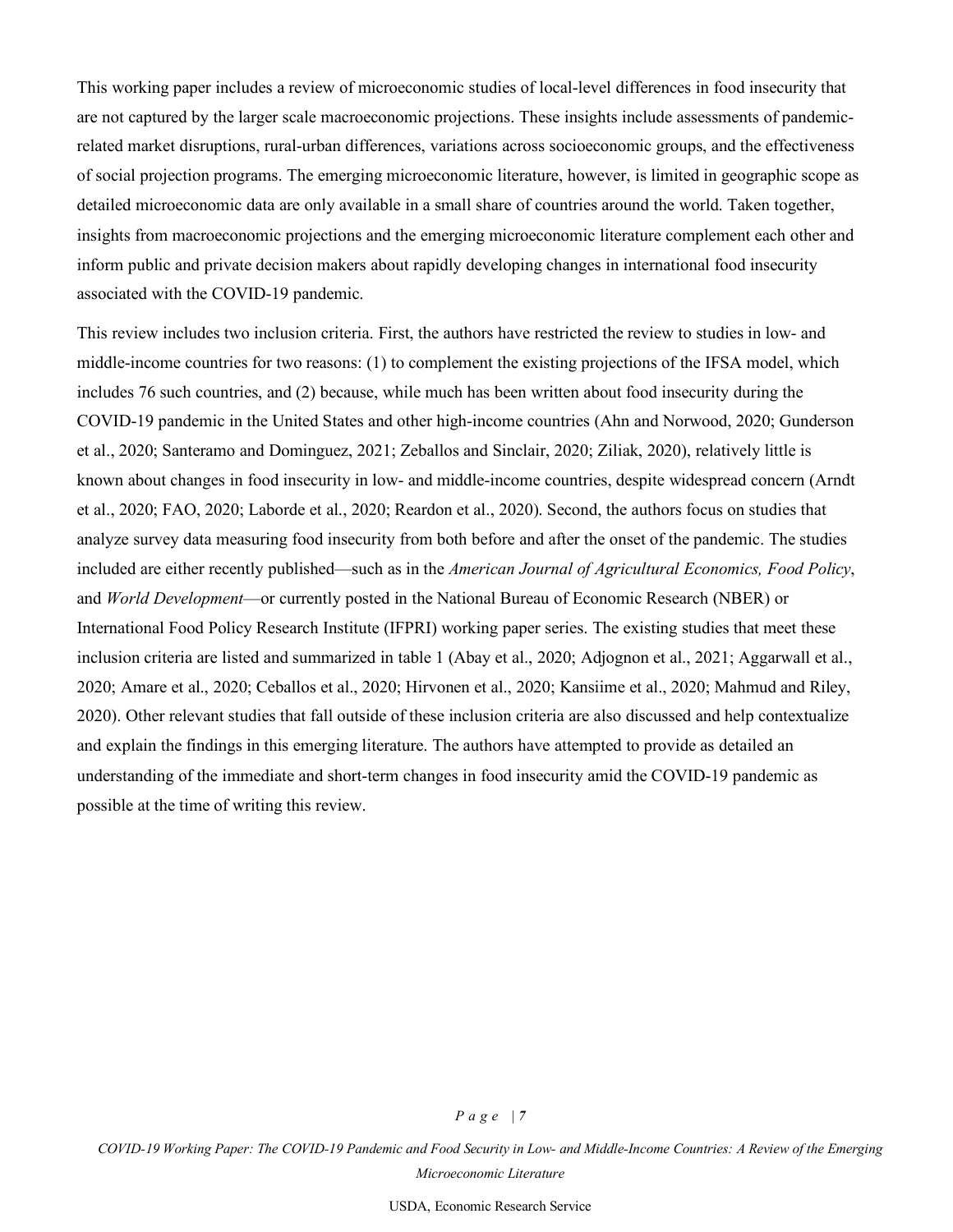This working paper includes a review of microeconomic studies of local-level differences in food insecurity that are not captured by the larger scale macroeconomic projections. These insights include assessments of pandemic-related market disruptions, rural-urban differences, variations across socioeconomic groups, and the effectiveness of social projection programs. The emerging microeconomic literature, however, is limited in geographic scope as detailed microeconomic data are only available in a small share of countries around the world. Taken together, insights from macroeconomic projections and the emerging microeconomic literature complement each other and inform public and private decision makers about rapidly developing changes in international food insecurity associated with the COVID-19 pandemic.

This review includes two inclusion criteria. First, the authors have restricted the review to studies in low- and middle-income countries for two reasons: (1) to complement the existing projections of the IFSA model, which includes 76 such countries, and (2) because, while much has been written about food insecurity during the COVID-19 pandemic in the United States and other high-income countries (Ahn and Norwood, 2020; Gunderson et al., 2020; Santeramo and Dominguez, 2021; Zeballos and Sinclair, 2020; Ziliak, 2020), relatively little is known about changes in food insecurity in low- and middle-income countries, despite widespread concern (Arndt et al., 2020; FAO, 2020; Laborde et al., 2020; Reardon et al., 2020). Second, the authors focus on studies that analyze survey data measuring food insecurity from both before and after the onset of the pandemic. The studies included are either recently published—such as in the *American Journal of Agricultural Economics, Food Policy*, and *World Development*—or currently posted in the National Bureau of Economic Research (NBER) or International Food Policy Research Institute (IFPRI) working paper series. The existing studies that meet these inclusion criteria are listed and summarized in table 1 (Abay et al., 2020; Adjognon et al., 2021; Aggarwall et al., 2020; Amare et al., 2020; Ceballos et al., 2020; Hirvonen et al., 2020; Kansiime et al., 2020; Mahmud and Riley, 2020). Other relevant studies that fall outside of these inclusion criteria are also discussed and help contextualize and explain the findings in this emerging literature. The authors have attempted to provide as detailed an understanding of the immediate and short-term changes in food insecurity amid the COVID-19 pandemic as possible at the time of writing this review.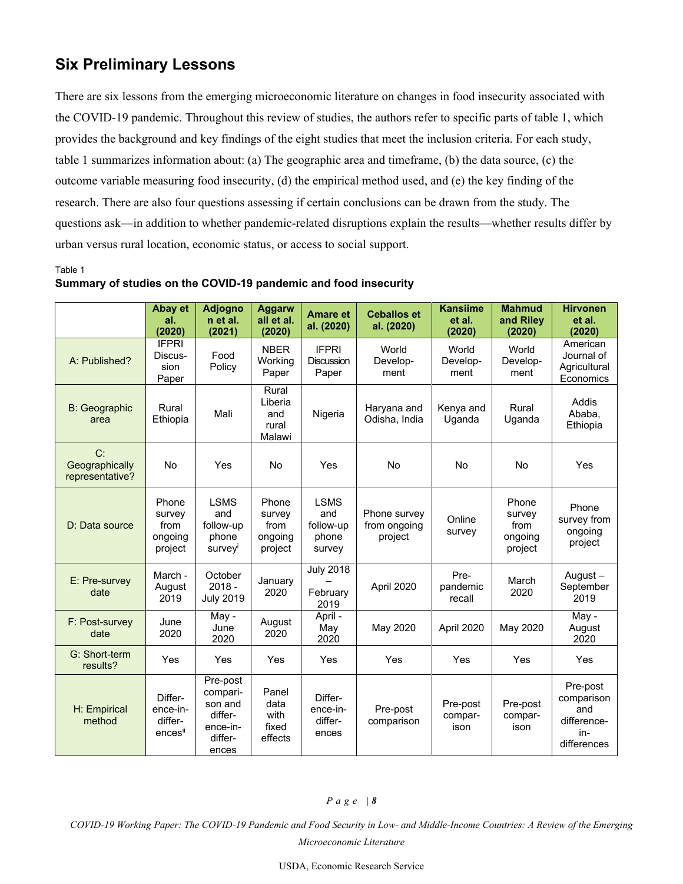## Six Preliminary Lessons

There are six lessons from the emerging microeconomic literature on changes in food insecurity associated with the COVID-19 pandemic. Throughout this review of studies, the authors refer to specific parts of table 1, which provides the background and key findings of the eight studies that meet the inclusion criteria. For each study, table 1 summarizes information about: (a) The geographic area and timeframe, (b) the data source, (c) the outcome variable measuring food insecurity, (d) the empirical method used, and (e) the key finding of the research. There are also four questions assessing if certain conclusions can be drawn from the study. The questions ask—in addition to whether pandemic-related disruptions explain the results—whether results differ by urban versus rural location, economic status, or access to social support.

Table 1

**Summary of studies on the COVID-19 pandemic and food insecurity**

| | Abay et al. (2020) | Adjognon et al. (2021) | Aggarwall et al. (2020) | Amare et al. (2020) | Ceballos et al. (2020) | Kansiime et al. (2020) | Mahmud and Riley (2020) | Hirvonen et al. (2020) |
|---|---|---|---|---|---|---|---|---|
| A: Published? | IFPRI Discussion Paper | Food Policy | NBER Working Paper | IFPRI Discussion Paper | World Development | World Development | World Development | American Journal of Agricultural Economics |
| B: Geographic area | Rural Ethiopia | Mali | Rural Liberia and rural Malawi | Nigeria | Haryana and Odisha, India | Kenya and Uganda | Rural Uganda | Addis Ababa, Ethiopia |
| C: Geographically representative? | No | Yes | No | Yes | No | No | No | Yes |
| D: Data source | Phone survey from ongoing project | LSMS and follow-up phone survey[i] | Phone survey from ongoing project | LSMS and follow-up phone survey | Phone survey from ongoing project | Online survey | Phone survey from ongoing project | Phone survey from ongoing project |
| E: Pre-survey date | March - August 2019 | October 2018 - July 2019 | January 2020 | July 2018 – February 2019 | April 2020 | Pre-pandemic recall | March 2020 | August – September 2019 |
| F: Post-survey date | June 2020 | May - June 2020 | August 2020 | April - May 2020 | May 2020 | April 2020 | May 2020 | May - August 2020 |
| G: Short-term results? | Yes | Yes | Yes | Yes | Yes | Yes | Yes | Yes |
| H: Empirical method | Difference-in-differences[ii] | Pre-post comparison and difference-in-differences | Panel data with fixed effects | Difference-in-differences | Pre-post comparison | Pre-post comparison | Pre-post comparison | Pre-post comparison and difference-in-differences |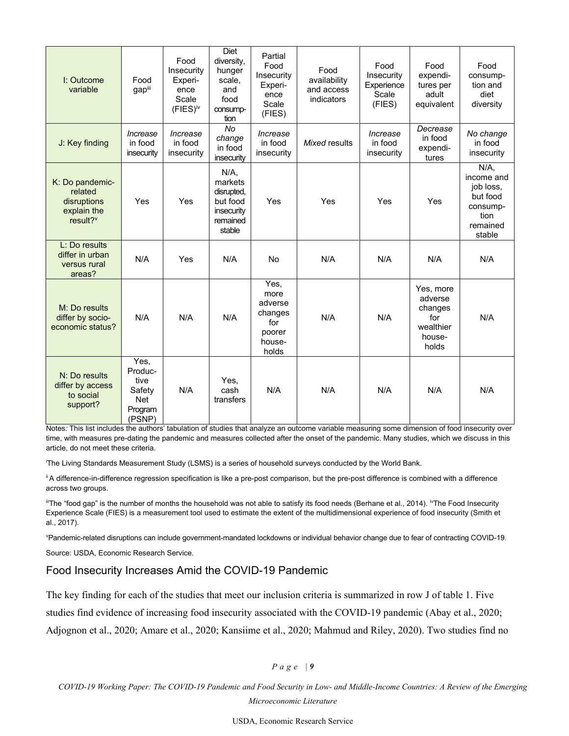| I: Outcome variable | Food gap[iii] | Food Insecurity Experience Scale (FIES)[iv] | Diet diversity, hunger scale, and food consumption | Partial Food Insecurity Experience Scale (FIES) | Food availability and access indicators | Food Insecurity Experience Scale (FIES) | Food expenditures per adult equivalent | Food consumption and diet diversity |
|---|---|---|---|---|---|---|---|---|
| J: Key finding | *Increase* in food insecurity | *Increase* in food insecurity | *No change* in food insecurity | *Increase* in food insecurity | *Mixed* results | *Increase* in food insecurity | *Decrease* in food expenditures | *No change* in food insecurity |
| K: Do pandemic-related disruptions explain the result?[v] | Yes | Yes | N/A, markets disrupted, but food insecurity remained stable | Yes | Yes | Yes | Yes | N/A, income and job loss, but food consumption remained stable |
| L: Do results differ in urban versus rural areas? | N/A | Yes | N/A | No | N/A | N/A | N/A | N/A |
| M: Do results differ by socio-economic status? | N/A | N/A | N/A | Yes, more adverse changes for poorer households | N/A | N/A | Yes, more adverse changes for wealthier households | N/A |
| N: Do results differ by access to social support? | Yes, Productive Safety Net Program (PSNP) | N/A | Yes, cash transfers | N/A | N/A | N/A | N/A | N/A |

Notes*:* This list includes the authors' tabulation of studies that analyze an outcome variable measuring some dimension of food insecurity over time, with measures pre-dating the pandemic and measures collected after the onset of the pandemic. Many studies, which we discuss in this article, do not meet these criteria.

[i] The Living Standards Measurement Study (LSMS) is a series of household surveys conducted by the World Bank.

[ii] A difference-in-difference regression specification is like a pre-post comparison, but the pre-post difference is combined with a difference across two groups.

[iii] The "food gap" is the number of months the household was not able to satisfy its food needs (Berhane et al., 2014). [iv] The Food Insecurity Experience Scale (FIES) is a measurement tool used to estimate the extent of the multidimensional experience of food insecurity (Smith et al., 2017).

[v] Pandemic-related disruptions can include government-mandated lockdowns or individual behavior change due to fear of contracting COVID-19.

Source: USDA, Economic Research Service.

## Food Insecurity Increases Amid the COVID-19 Pandemic

The key finding for each of the studies that meet our inclusion criteria is summarized in row J of table 1. Five studies find evidence of increasing food insecurity associated with the COVID-19 pandemic (Abay et al., 2020; Adjognon et al., 2020; Amare et al., 2020; Kansiime et al., 2020; Mahmud and Riley, 2020). Two studies find no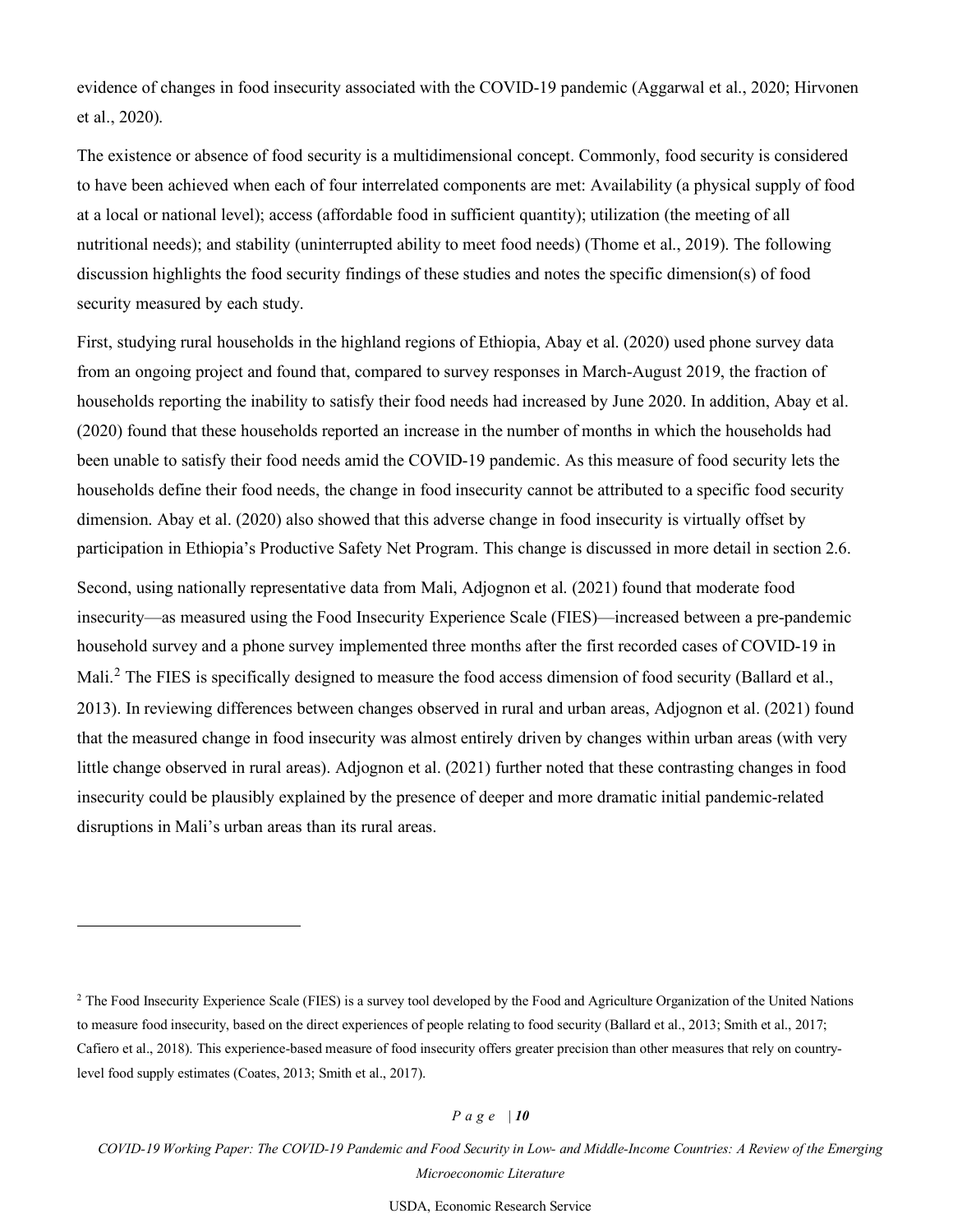evidence of changes in food insecurity associated with the COVID-19 pandemic (Aggarwal et al., 2020; Hirvonen et al., 2020).

The existence or absence of food security is a multidimensional concept. Commonly, food security is considered to have been achieved when each of four interrelated components are met: Availability (a physical supply of food at a local or national level); access (affordable food in sufficient quantity); utilization (the meeting of all nutritional needs); and stability (uninterrupted ability to meet food needs) (Thome et al., 2019). The following discussion highlights the food security findings of these studies and notes the specific dimension(s) of food security measured by each study.

First, studying rural households in the highland regions of Ethiopia, Abay et al. (2020) used phone survey data from an ongoing project and found that, compared to survey responses in March-August 2019, the fraction of households reporting the inability to satisfy their food needs had increased by June 2020. In addition, Abay et al. (2020) found that these households reported an increase in the number of months in which the households had been unable to satisfy their food needs amid the COVID-19 pandemic. As this measure of food security lets the households define their food needs, the change in food insecurity cannot be attributed to a specific food security dimension. Abay et al. (2020) also showed that this adverse change in food insecurity is virtually offset by participation in Ethiopia's Productive Safety Net Program. This change is discussed in more detail in section 2.6.

Second, using nationally representative data from Mali, Adjognon et al. (2021) found that moderate food insecurity—as measured using the Food Insecurity Experience Scale (FIES)—increased between a pre-pandemic household survey and a phone survey implemented three months after the first recorded cases of COVID-19 in Mali.[2] The FIES is specifically designed to measure the food access dimension of food security (Ballard et al., 2013). In reviewing differences between changes observed in rural and urban areas, Adjognon et al. (2021) found that the measured change in food insecurity was almost entirely driven by changes within urban areas (with very little change observed in rural areas). Adjognon et al. (2021) further noted that these contrasting changes in food insecurity could be plausibly explained by the presence of deeper and more dramatic initial pandemic-related disruptions in Mali's urban areas than its rural areas.

---

[2] The Food Insecurity Experience Scale (FIES) is a survey tool developed by the Food and Agriculture Organization of the United Nations to measure food insecurity, based on the direct experiences of people relating to food security (Ballard et al., 2013; Smith et al., 2017; Cafiero et al., 2018). This experience-based measure of food insecurity offers greater precision than other measures that rely on country-level food supply estimates (Coates, 2013; Smith et al., 2017).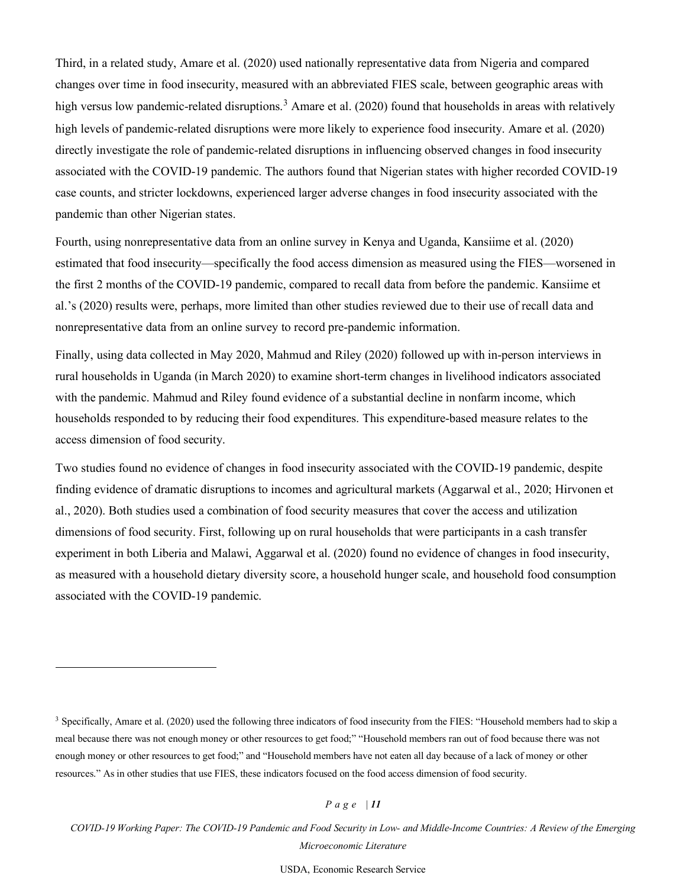Third, in a related study, Amare et al. (2020) used nationally representative data from Nigeria and compared changes over time in food insecurity, measured with an abbreviated FIES scale, between geographic areas with high versus low pandemic-related disruptions.[3] Amare et al. (2020) found that households in areas with relatively high levels of pandemic-related disruptions were more likely to experience food insecurity. Amare et al. (2020) directly investigate the role of pandemic-related disruptions in influencing observed changes in food insecurity associated with the COVID-19 pandemic. The authors found that Nigerian states with higher recorded COVID-19 case counts, and stricter lockdowns, experienced larger adverse changes in food insecurity associated with the pandemic than other Nigerian states.

Fourth, using nonrepresentative data from an online survey in Kenya and Uganda, Kansiime et al. (2020) estimated that food insecurity—specifically the food access dimension as measured using the FIES—worsened in the first 2 months of the COVID-19 pandemic, compared to recall data from before the pandemic. Kansiime et al.'s (2020) results were, perhaps, more limited than other studies reviewed due to their use of recall data and nonrepresentative data from an online survey to record pre-pandemic information.

Finally, using data collected in May 2020, Mahmud and Riley (2020) followed up with in-person interviews in rural households in Uganda (in March 2020) to examine short-term changes in livelihood indicators associated with the pandemic. Mahmud and Riley found evidence of a substantial decline in nonfarm income, which households responded to by reducing their food expenditures. This expenditure-based measure relates to the access dimension of food security.

Two studies found no evidence of changes in food insecurity associated with the COVID-19 pandemic, despite finding evidence of dramatic disruptions to incomes and agricultural markets (Aggarwal et al., 2020; Hirvonen et al., 2020). Both studies used a combination of food security measures that cover the access and utilization dimensions of food security. First, following up on rural households that were participants in a cash transfer experiment in both Liberia and Malawi, Aggarwal et al. (2020) found no evidence of changes in food insecurity, as measured with a household dietary diversity score, a household hunger scale, and household food consumption associated with the COVID-19 pandemic.

---

[3] Specifically, Amare et al. (2020) used the following three indicators of food insecurity from the FIES: "Household members had to skip a meal because there was not enough money or other resources to get food;" "Household members ran out of food because there was not enough money or other resources to get food;" and "Household members have not eaten all day because of a lack of money or other resources." As in other studies that use FIES, these indicators focused on the food access dimension of food security.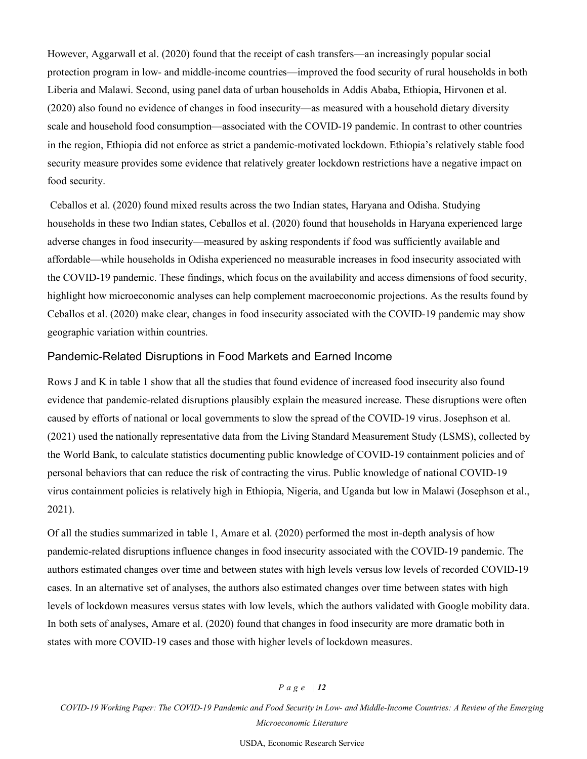However, Aggarwall et al. (2020) found that the receipt of cash transfers—an increasingly popular social protection program in low- and middle-income countries—improved the food security of rural households in both Liberia and Malawi. Second, using panel data of urban households in Addis Ababa, Ethiopia, Hirvonen et al. (2020) also found no evidence of changes in food insecurity—as measured with a household dietary diversity scale and household food consumption—associated with the COVID-19 pandemic. In contrast to other countries in the region, Ethiopia did not enforce as strict a pandemic-motivated lockdown. Ethiopia's relatively stable food security measure provides some evidence that relatively greater lockdown restrictions have a negative impact on food security.

Ceballos et al. (2020) found mixed results across the two Indian states, Haryana and Odisha. Studying households in these two Indian states, Ceballos et al. (2020) found that households in Haryana experienced large adverse changes in food insecurity—measured by asking respondents if food was sufficiently available and affordable—while households in Odisha experienced no measurable increases in food insecurity associated with the COVID-19 pandemic. These findings, which focus on the availability and access dimensions of food security, highlight how microeconomic analyses can help complement macroeconomic projections. As the results found by Ceballos et al. (2020) make clear, changes in food insecurity associated with the COVID-19 pandemic may show geographic variation within countries.

## Pandemic-Related Disruptions in Food Markets and Earned Income

Rows J and K in table 1 show that all the studies that found evidence of increased food insecurity also found evidence that pandemic-related disruptions plausibly explain the measured increase. These disruptions were often caused by efforts of national or local governments to slow the spread of the COVID-19 virus. Josephson et al. (2021) used the nationally representative data from the Living Standard Measurement Study (LSMS), collected by the World Bank, to calculate statistics documenting public knowledge of COVID-19 containment policies and of personal behaviors that can reduce the risk of contracting the virus. Public knowledge of national COVID-19 virus containment policies is relatively high in Ethiopia, Nigeria, and Uganda but low in Malawi (Josephson et al., 2021).

Of all the studies summarized in table 1, Amare et al. (2020) performed the most in-depth analysis of how pandemic-related disruptions influence changes in food insecurity associated with the COVID-19 pandemic. The authors estimated changes over time and between states with high levels versus low levels of recorded COVID-19 cases. In an alternative set of analyses, the authors also estimated changes over time between states with high levels of lockdown measures versus states with low levels, which the authors validated with Google mobility data. In both sets of analyses, Amare et al. (2020) found that changes in food insecurity are more dramatic both in states with more COVID-19 cases and those with higher levels of lockdown measures.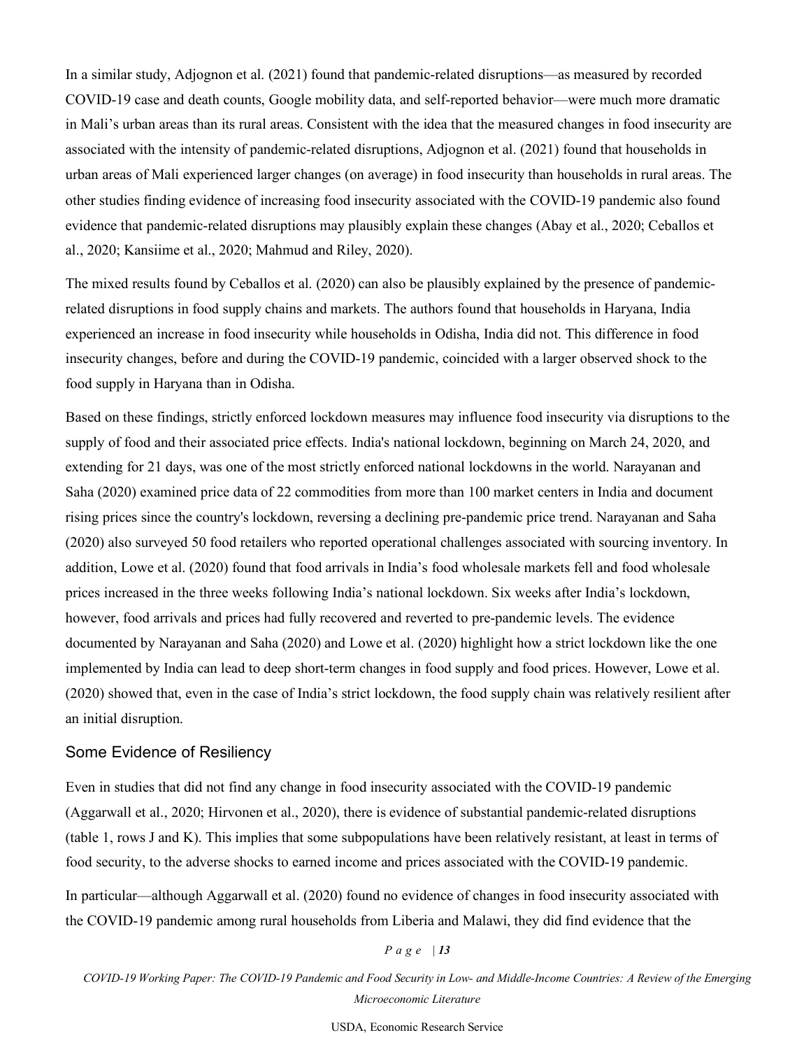In a similar study, Adjognon et al. (2021) found that pandemic-related disruptions—as measured by recorded COVID-19 case and death counts, Google mobility data, and self-reported behavior—were much more dramatic in Mali's urban areas than its rural areas. Consistent with the idea that the measured changes in food insecurity are associated with the intensity of pandemic-related disruptions, Adjognon et al. (2021) found that households in urban areas of Mali experienced larger changes (on average) in food insecurity than households in rural areas. The other studies finding evidence of increasing food insecurity associated with the COVID-19 pandemic also found evidence that pandemic-related disruptions may plausibly explain these changes (Abay et al., 2020; Ceballos et al., 2020; Kansiime et al., 2020; Mahmud and Riley, 2020).

The mixed results found by Ceballos et al. (2020) can also be plausibly explained by the presence of pandemic-related disruptions in food supply chains and markets. The authors found that households in Haryana, India experienced an increase in food insecurity while households in Odisha, India did not. This difference in food insecurity changes, before and during the COVID-19 pandemic, coincided with a larger observed shock to the food supply in Haryana than in Odisha.

Based on these findings, strictly enforced lockdown measures may influence food insecurity via disruptions to the supply of food and their associated price effects. India's national lockdown, beginning on March 24, 2020, and extending for 21 days, was one of the most strictly enforced national lockdowns in the world. Narayanan and Saha (2020) examined price data of 22 commodities from more than 100 market centers in India and document rising prices since the country's lockdown, reversing a declining pre-pandemic price trend. Narayanan and Saha (2020) also surveyed 50 food retailers who reported operational challenges associated with sourcing inventory. In addition, Lowe et al. (2020) found that food arrivals in India's food wholesale markets fell and food wholesale prices increased in the three weeks following India's national lockdown. Six weeks after India's lockdown, however, food arrivals and prices had fully recovered and reverted to pre-pandemic levels. The evidence documented by Narayanan and Saha (2020) and Lowe et al. (2020) highlight how a strict lockdown like the one implemented by India can lead to deep short-term changes in food supply and food prices. However, Lowe et al. (2020) showed that, even in the case of India's strict lockdown, the food supply chain was relatively resilient after an initial disruption.

### Some Evidence of Resiliency

Even in studies that did not find any change in food insecurity associated with the COVID-19 pandemic (Aggarwall et al., 2020; Hirvonen et al., 2020), there is evidence of substantial pandemic-related disruptions (table 1, rows J and K). This implies that some subpopulations have been relatively resistant, at least in terms of food security, to the adverse shocks to earned income and prices associated with the COVID-19 pandemic.

In particular—although Aggarwall et al. (2020) found no evidence of changes in food insecurity associated with the COVID-19 pandemic among rural households from Liberia and Malawi, they did find evidence that the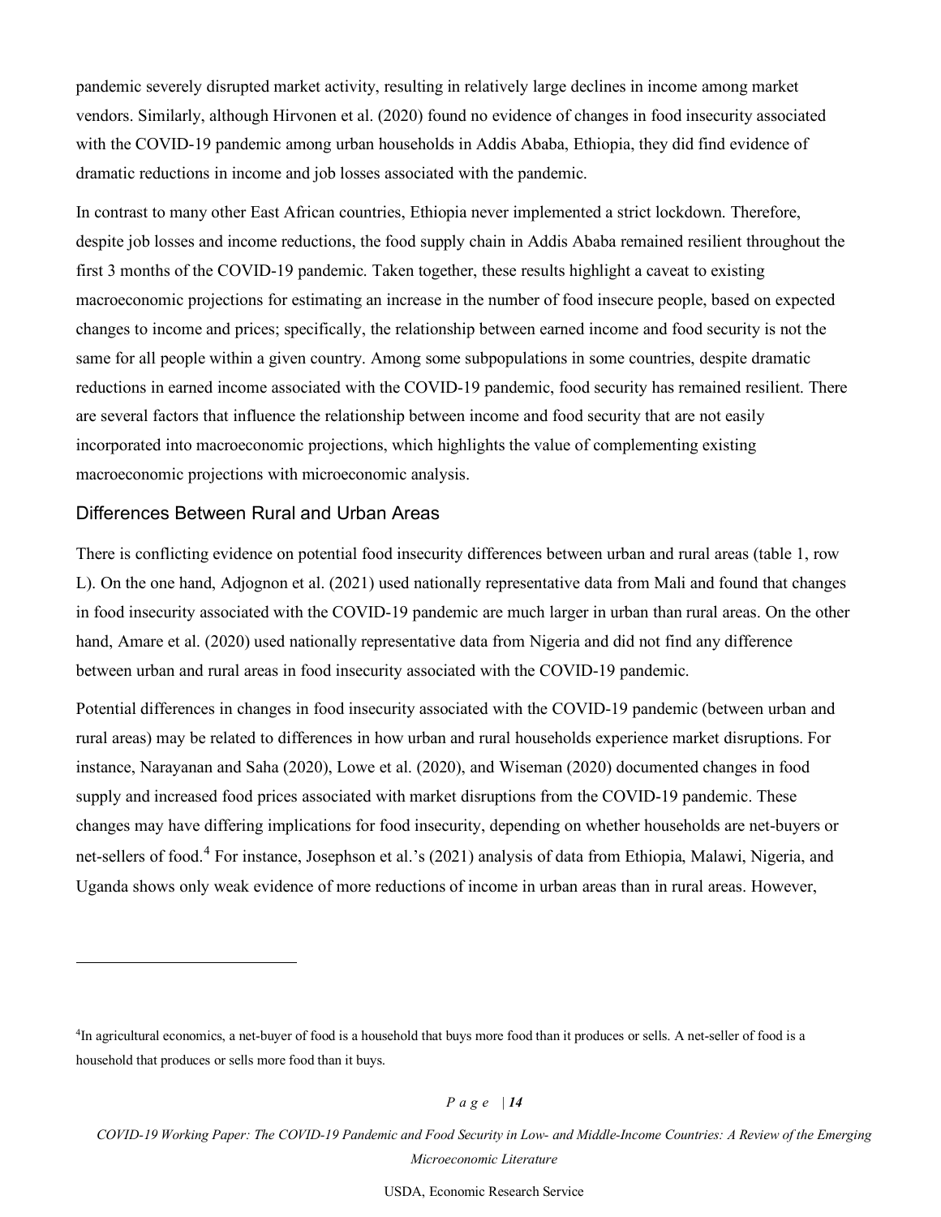pandemic severely disrupted market activity, resulting in relatively large declines in income among market vendors. Similarly, although Hirvonen et al. (2020) found no evidence of changes in food insecurity associated with the COVID-19 pandemic among urban households in Addis Ababa, Ethiopia, they did find evidence of dramatic reductions in income and job losses associated with the pandemic.

In contrast to many other East African countries, Ethiopia never implemented a strict lockdown. Therefore, despite job losses and income reductions, the food supply chain in Addis Ababa remained resilient throughout the first 3 months of the COVID-19 pandemic. Taken together, these results highlight a caveat to existing macroeconomic projections for estimating an increase in the number of food insecure people, based on expected changes to income and prices; specifically, the relationship between earned income and food security is not the same for all people within a given country. Among some subpopulations in some countries, despite dramatic reductions in earned income associated with the COVID-19 pandemic, food security has remained resilient. There are several factors that influence the relationship between income and food security that are not easily incorporated into macroeconomic projections, which highlights the value of complementing existing macroeconomic projections with microeconomic analysis.

## Differences Between Rural and Urban Areas

There is conflicting evidence on potential food insecurity differences between urban and rural areas (table 1, row L). On the one hand, Adjognon et al. (2021) used nationally representative data from Mali and found that changes in food insecurity associated with the COVID-19 pandemic are much larger in urban than rural areas. On the other hand, Amare et al. (2020) used nationally representative data from Nigeria and did not find any difference between urban and rural areas in food insecurity associated with the COVID-19 pandemic.

Potential differences in changes in food insecurity associated with the COVID-19 pandemic (between urban and rural areas) may be related to differences in how urban and rural households experience market disruptions. For instance, Narayanan and Saha (2020), Lowe et al. (2020), and Wiseman (2020) documented changes in food supply and increased food prices associated with market disruptions from the COVID-19 pandemic. These changes may have differing implications for food insecurity, depending on whether households are net-buyers or net-sellers of food.[4] For instance, Josephson et al.'s (2021) analysis of data from Ethiopia, Malawi, Nigeria, and Uganda shows only weak evidence of more reductions of income in urban areas than in rural areas. However,

[4] In agricultural economics, a net-buyer of food is a household that buys more food than it produces or sells. A net-seller of food is a household that produces or sells more food than it buys.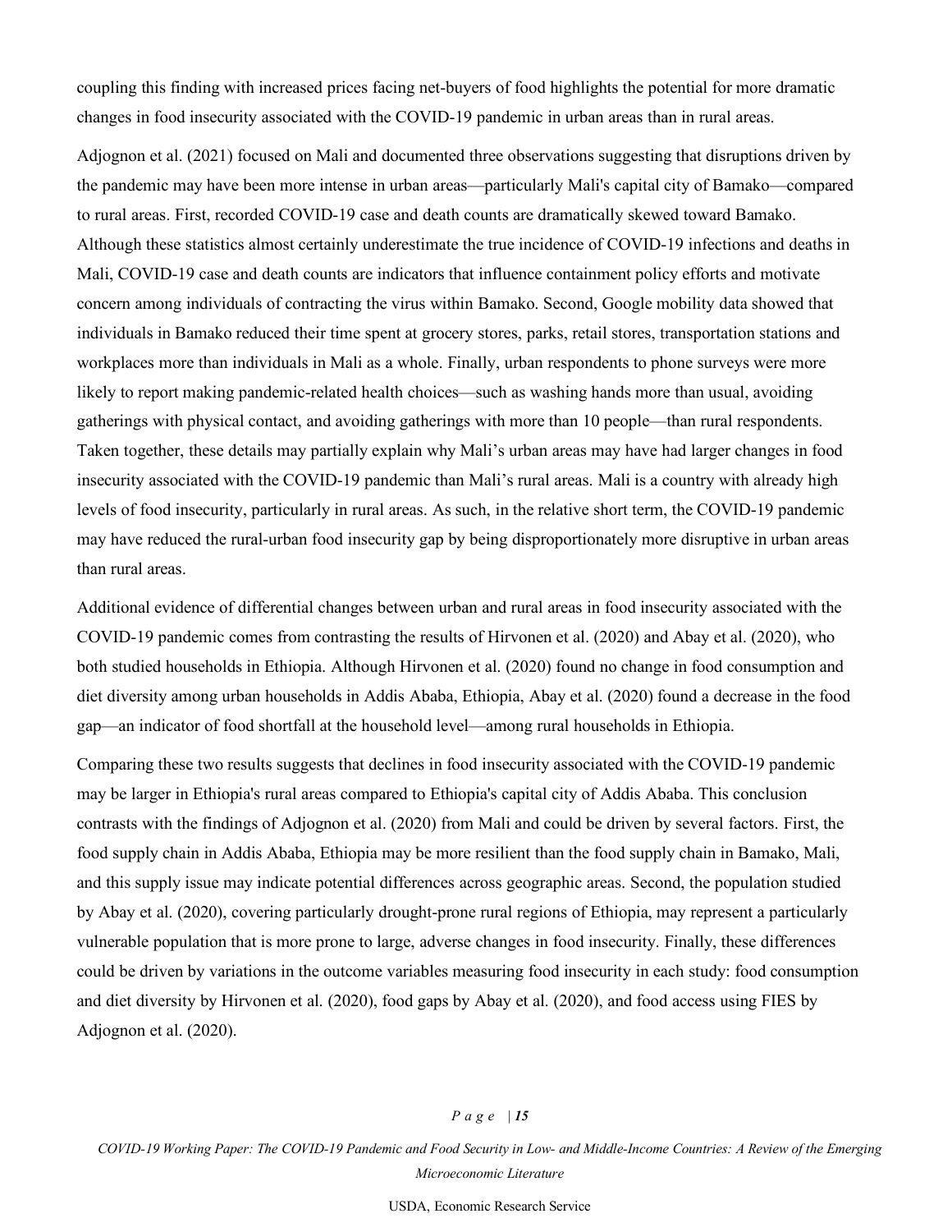coupling this finding with increased prices facing net-buyers of food highlights the potential for more dramatic changes in food insecurity associated with the COVID-19 pandemic in urban areas than in rural areas.

Adjognon et al. (2021) focused on Mali and documented three observations suggesting that disruptions driven by the pandemic may have been more intense in urban areas—particularly Mali's capital city of Bamako—compared to rural areas. First, recorded COVID-19 case and death counts are dramatically skewed toward Bamako. Although these statistics almost certainly underestimate the true incidence of COVID-19 infections and deaths in Mali, COVID-19 case and death counts are indicators that influence containment policy efforts and motivate concern among individuals of contracting the virus within Bamako. Second, Google mobility data showed that individuals in Bamako reduced their time spent at grocery stores, parks, retail stores, transportation stations and workplaces more than individuals in Mali as a whole. Finally, urban respondents to phone surveys were more likely to report making pandemic-related health choices—such as washing hands more than usual, avoiding gatherings with physical contact, and avoiding gatherings with more than 10 people—than rural respondents. Taken together, these details may partially explain why Mali's urban areas may have had larger changes in food insecurity associated with the COVID-19 pandemic than Mali's rural areas. Mali is a country with already high levels of food insecurity, particularly in rural areas. As such, in the relative short term, the COVID-19 pandemic may have reduced the rural-urban food insecurity gap by being disproportionately more disruptive in urban areas than rural areas.

Additional evidence of differential changes between urban and rural areas in food insecurity associated with the COVID-19 pandemic comes from contrasting the results of Hirvonen et al. (2020) and Abay et al. (2020), who both studied households in Ethiopia. Although Hirvonen et al. (2020) found no change in food consumption and diet diversity among urban households in Addis Ababa, Ethiopia, Abay et al. (2020) found a decrease in the food gap—an indicator of food shortfall at the household level—among rural households in Ethiopia.

Comparing these two results suggests that declines in food insecurity associated with the COVID-19 pandemic may be larger in Ethiopia's rural areas compared to Ethiopia's capital city of Addis Ababa. This conclusion contrasts with the findings of Adjognon et al. (2020) from Mali and could be driven by several factors. First, the food supply chain in Addis Ababa, Ethiopia may be more resilient than the food supply chain in Bamako, Mali, and this supply issue may indicate potential differences across geographic areas. Second, the population studied by Abay et al. (2020), covering particularly drought-prone rural regions of Ethiopia, may represent a particularly vulnerable population that is more prone to large, adverse changes in food insecurity. Finally, these differences could be driven by variations in the outcome variables measuring food insecurity in each study: food consumption and diet diversity by Hirvonen et al. (2020), food gaps by Abay et al. (2020), and food access using FIES by Adjognon et al. (2020).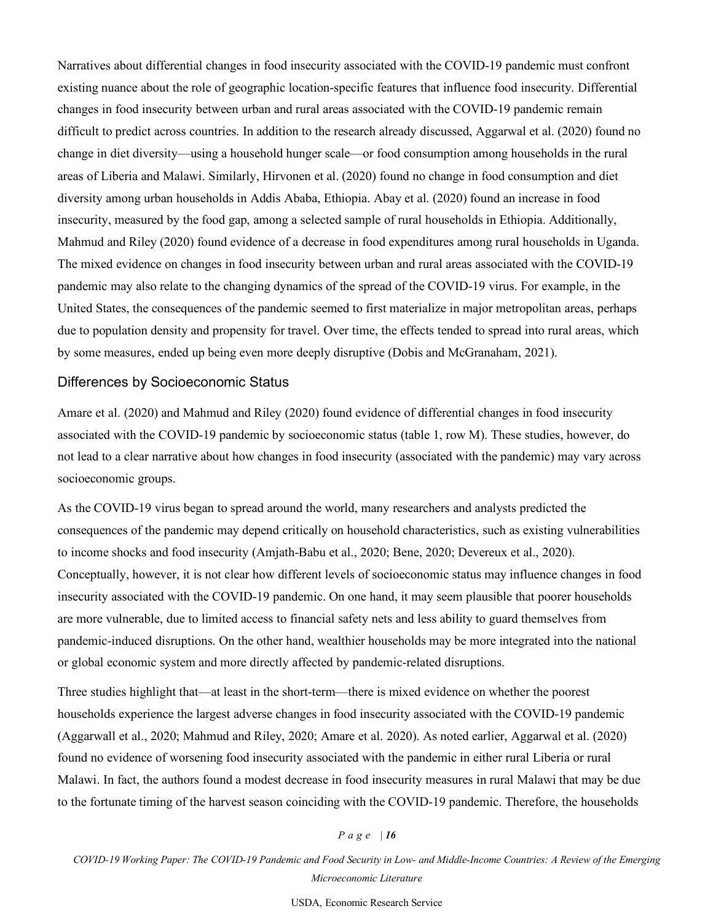Narratives about differential changes in food insecurity associated with the COVID-19 pandemic must confront existing nuance about the role of geographic location-specific features that influence food insecurity. Differential changes in food insecurity between urban and rural areas associated with the COVID-19 pandemic remain difficult to predict across countries. In addition to the research already discussed, Aggarwal et al. (2020) found no change in diet diversity—using a household hunger scale—or food consumption among households in the rural areas of Liberia and Malawi. Similarly, Hirvonen et al. (2020) found no change in food consumption and diet diversity among urban households in Addis Ababa, Ethiopia. Abay et al. (2020) found an increase in food insecurity, measured by the food gap, among a selected sample of rural households in Ethiopia. Additionally, Mahmud and Riley (2020) found evidence of a decrease in food expenditures among rural households in Uganda. The mixed evidence on changes in food insecurity between urban and rural areas associated with the COVID-19 pandemic may also relate to the changing dynamics of the spread of the COVID-19 virus. For example, in the United States, the consequences of the pandemic seemed to first materialize in major metropolitan areas, perhaps due to population density and propensity for travel. Over time, the effects tended to spread into rural areas, which by some measures, ended up being even more deeply disruptive (Dobis and McGranaham, 2021).

### Differences by Socioeconomic Status

Amare et al. (2020) and Mahmud and Riley (2020) found evidence of differential changes in food insecurity associated with the COVID-19 pandemic by socioeconomic status (table 1, row M). These studies, however, do not lead to a clear narrative about how changes in food insecurity (associated with the pandemic) may vary across socioeconomic groups.

As the COVID-19 virus began to spread around the world, many researchers and analysts predicted the consequences of the pandemic may depend critically on household characteristics, such as existing vulnerabilities to income shocks and food insecurity (Amjath-Babu et al., 2020; Bene, 2020; Devereux et al., 2020). Conceptually, however, it is not clear how different levels of socioeconomic status may influence changes in food insecurity associated with the COVID-19 pandemic. On one hand, it may seem plausible that poorer households are more vulnerable, due to limited access to financial safety nets and less ability to guard themselves from pandemic-induced disruptions. On the other hand, wealthier households may be more integrated into the national or global economic system and more directly affected by pandemic-related disruptions.

Three studies highlight that—at least in the short-term—there is mixed evidence on whether the poorest households experience the largest adverse changes in food insecurity associated with the COVID-19 pandemic (Aggarwall et al., 2020; Mahmud and Riley, 2020; Amare et al. 2020). As noted earlier, Aggarwal et al. (2020) found no evidence of worsening food insecurity associated with the pandemic in either rural Liberia or rural Malawi. In fact, the authors found a modest decrease in food insecurity measures in rural Malawi that may be due to the fortunate timing of the harvest season coinciding with the COVID-19 pandemic. Therefore, the households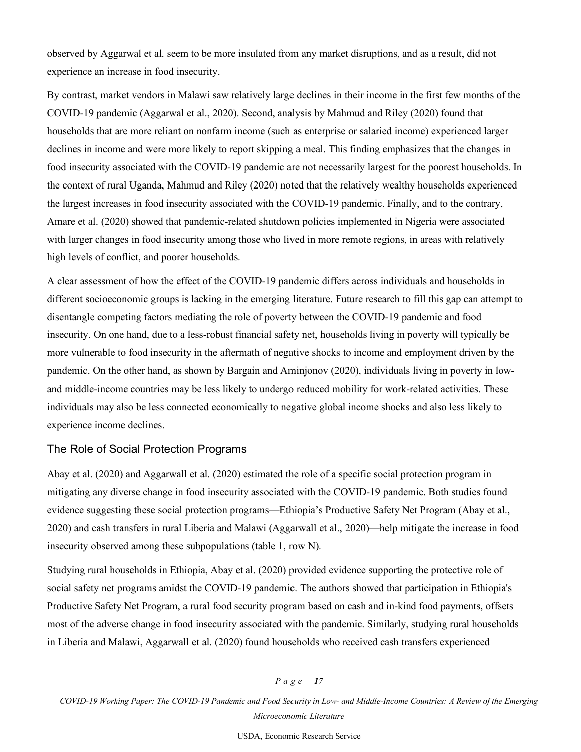observed by Aggarwal et al. seem to be more insulated from any market disruptions, and as a result, did not experience an increase in food insecurity.

By contrast, market vendors in Malawi saw relatively large declines in their income in the first few months of the COVID-19 pandemic (Aggarwal et al., 2020). Second, analysis by Mahmud and Riley (2020) found that households that are more reliant on nonfarm income (such as enterprise or salaried income) experienced larger declines in income and were more likely to report skipping a meal. This finding emphasizes that the changes in food insecurity associated with the COVID-19 pandemic are not necessarily largest for the poorest households. In the context of rural Uganda, Mahmud and Riley (2020) noted that the relatively wealthy households experienced the largest increases in food insecurity associated with the COVID-19 pandemic. Finally, and to the contrary, Amare et al. (2020) showed that pandemic-related shutdown policies implemented in Nigeria were associated with larger changes in food insecurity among those who lived in more remote regions, in areas with relatively high levels of conflict, and poorer households.

A clear assessment of how the effect of the COVID-19 pandemic differs across individuals and households in different socioeconomic groups is lacking in the emerging literature. Future research to fill this gap can attempt to disentangle competing factors mediating the role of poverty between the COVID-19 pandemic and food insecurity. On one hand, due to a less-robust financial safety net, households living in poverty will typically be more vulnerable to food insecurity in the aftermath of negative shocks to income and employment driven by the pandemic. On the other hand, as shown by Bargain and Aminjonov (2020), individuals living in poverty in low- and middle-income countries may be less likely to undergo reduced mobility for work-related activities. These individuals may also be less connected economically to negative global income shocks and also less likely to experience income declines.

## The Role of Social Protection Programs

Abay et al. (2020) and Aggarwall et al. (2020) estimated the role of a specific social protection program in mitigating any diverse change in food insecurity associated with the COVID-19 pandemic. Both studies found evidence suggesting these social protection programs—Ethiopia's Productive Safety Net Program (Abay et al., 2020) and cash transfers in rural Liberia and Malawi (Aggarwall et al., 2020)—help mitigate the increase in food insecurity observed among these subpopulations (table 1, row N).

Studying rural households in Ethiopia, Abay et al. (2020) provided evidence supporting the protective role of social safety net programs amidst the COVID-19 pandemic. The authors showed that participation in Ethiopia's Productive Safety Net Program, a rural food security program based on cash and in-kind food payments, offsets most of the adverse change in food insecurity associated with the pandemic. Similarly, studying rural households in Liberia and Malawi, Aggarwall et al. (2020) found households who received cash transfers experienced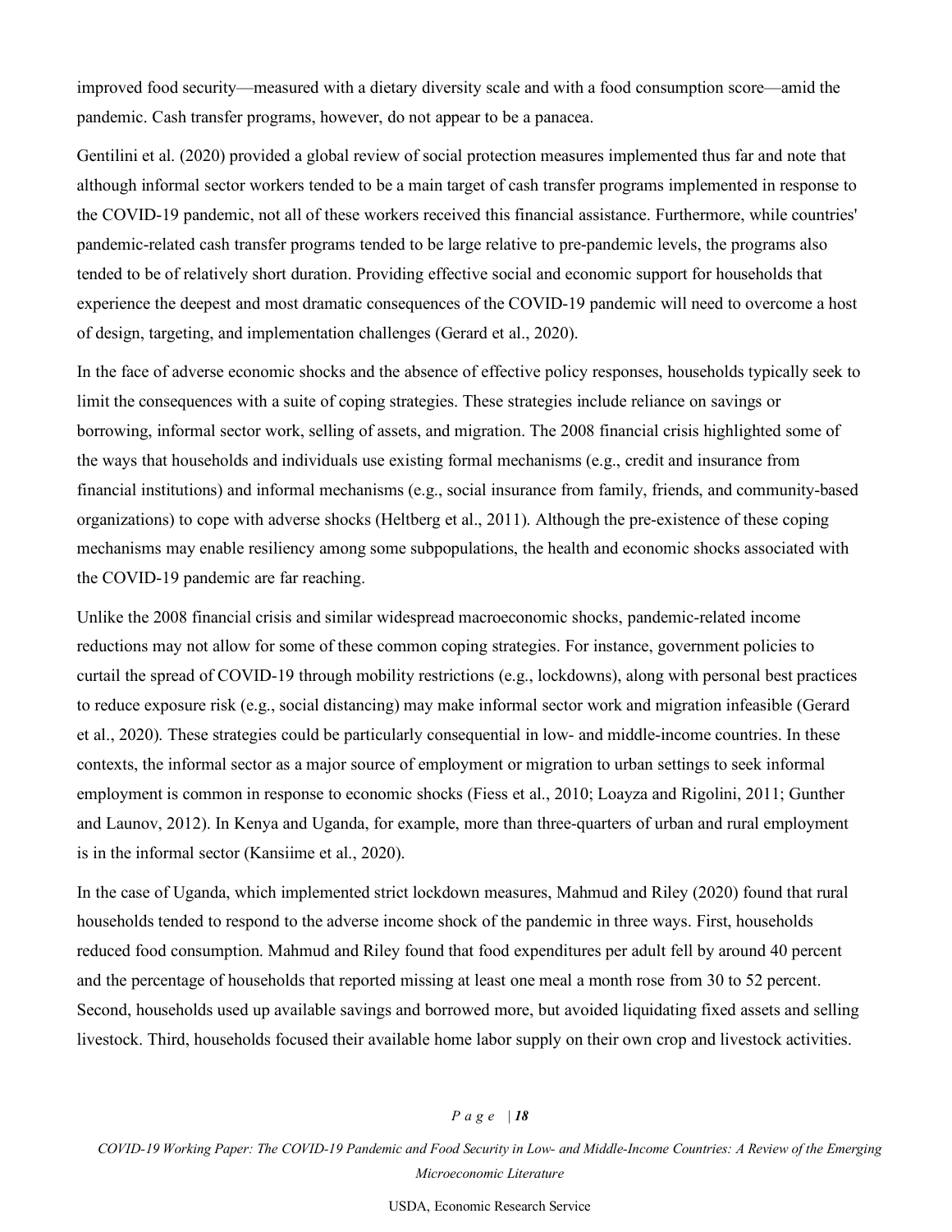improved food security—measured with a dietary diversity scale and with a food consumption score—amid the pandemic. Cash transfer programs, however, do not appear to be a panacea.

Gentilini et al. (2020) provided a global review of social protection measures implemented thus far and note that although informal sector workers tended to be a main target of cash transfer programs implemented in response to the COVID-19 pandemic, not all of these workers received this financial assistance. Furthermore, while countries' pandemic-related cash transfer programs tended to be large relative to pre-pandemic levels, the programs also tended to be of relatively short duration. Providing effective social and economic support for households that experience the deepest and most dramatic consequences of the COVID-19 pandemic will need to overcome a host of design, targeting, and implementation challenges (Gerard et al., 2020).

In the face of adverse economic shocks and the absence of effective policy responses, households typically seek to limit the consequences with a suite of coping strategies. These strategies include reliance on savings or borrowing, informal sector work, selling of assets, and migration. The 2008 financial crisis highlighted some of the ways that households and individuals use existing formal mechanisms (e.g., credit and insurance from financial institutions) and informal mechanisms (e.g., social insurance from family, friends, and community-based organizations) to cope with adverse shocks (Heltberg et al., 2011). Although the pre-existence of these coping mechanisms may enable resiliency among some subpopulations, the health and economic shocks associated with the COVID-19 pandemic are far reaching.

Unlike the 2008 financial crisis and similar widespread macroeconomic shocks, pandemic-related income reductions may not allow for some of these common coping strategies. For instance, government policies to curtail the spread of COVID-19 through mobility restrictions (e.g., lockdowns), along with personal best practices to reduce exposure risk (e.g., social distancing) may make informal sector work and migration infeasible (Gerard et al., 2020). These strategies could be particularly consequential in low- and middle-income countries. In these contexts, the informal sector as a major source of employment or migration to urban settings to seek informal employment is common in response to economic shocks (Fiess et al., 2010; Loayza and Rigolini, 2011; Gunther and Launov, 2012). In Kenya and Uganda, for example, more than three-quarters of urban and rural employment is in the informal sector (Kansiime et al., 2020).

In the case of Uganda, which implemented strict lockdown measures, Mahmud and Riley (2020) found that rural households tended to respond to the adverse income shock of the pandemic in three ways. First, households reduced food consumption. Mahmud and Riley found that food expenditures per adult fell by around 40 percent and the percentage of households that reported missing at least one meal a month rose from 30 to 52 percent. Second, households used up available savings and borrowed more, but avoided liquidating fixed assets and selling livestock. Third, households focused their available home labor supply on their own crop and livestock activities.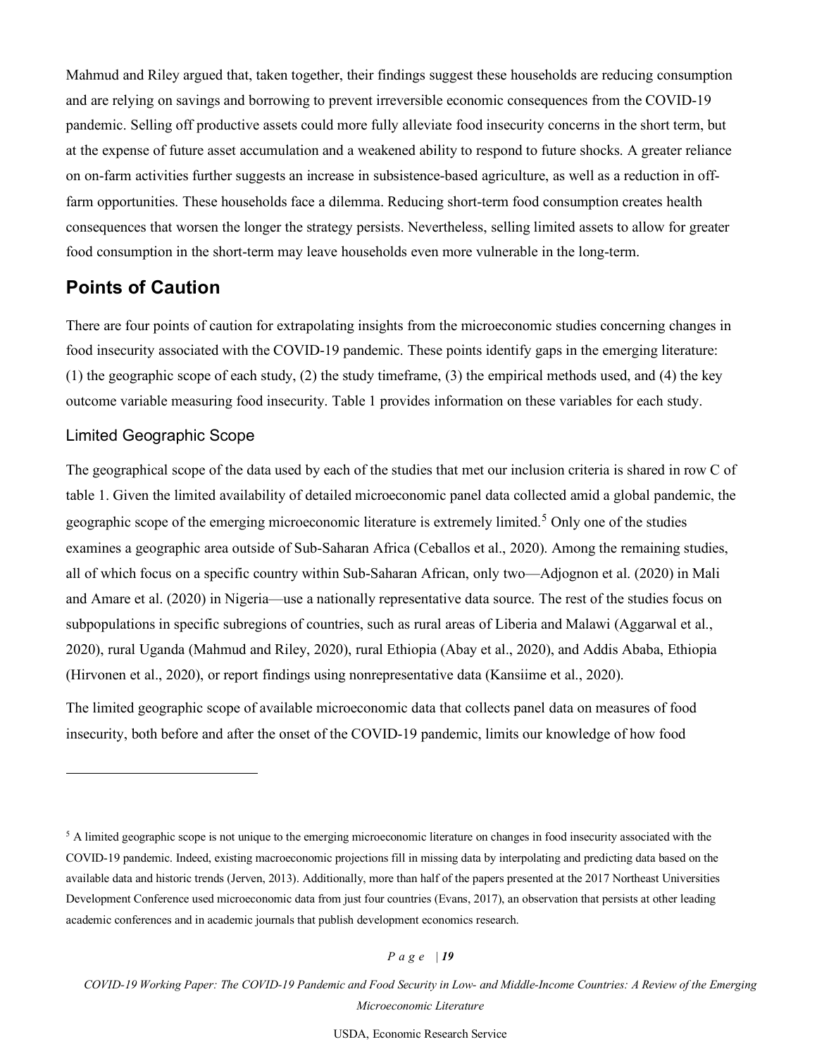Mahmud and Riley argued that, taken together, their findings suggest these households are reducing consumption and are relying on savings and borrowing to prevent irreversible economic consequences from the COVID-19 pandemic. Selling off productive assets could more fully alleviate food insecurity concerns in the short term, but at the expense of future asset accumulation and a weakened ability to respond to future shocks. A greater reliance on on-farm activities further suggests an increase in subsistence-based agriculture, as well as a reduction in off-farm opportunities. These households face a dilemma. Reducing short-term food consumption creates health consequences that worsen the longer the strategy persists. Nevertheless, selling limited assets to allow for greater food consumption in the short-term may leave households even more vulnerable in the long-term.

## Points of Caution

There are four points of caution for extrapolating insights from the microeconomic studies concerning changes in food insecurity associated with the COVID-19 pandemic. These points identify gaps in the emerging literature: (1) the geographic scope of each study, (2) the study timeframe, (3) the empirical methods used, and (4) the key outcome variable measuring food insecurity. Table 1 provides information on these variables for each study.

### Limited Geographic Scope

The geographical scope of the data used by each of the studies that met our inclusion criteria is shared in row C of table 1. Given the limited availability of detailed microeconomic panel data collected amid a global pandemic, the geographic scope of the emerging microeconomic literature is extremely limited.[5] Only one of the studies examines a geographic area outside of Sub-Saharan Africa (Ceballos et al., 2020). Among the remaining studies, all of which focus on a specific country within Sub-Saharan African, only two—Adjognon et al. (2020) in Mali and Amare et al. (2020) in Nigeria—use a nationally representative data source. The rest of the studies focus on subpopulations in specific subregions of countries, such as rural areas of Liberia and Malawi (Aggarwal et al., 2020), rural Uganda (Mahmud and Riley, 2020), rural Ethiopia (Abay et al., 2020), and Addis Ababa, Ethiopia (Hirvonen et al., 2020), or report findings using nonrepresentative data (Kansiime et al., 2020).

The limited geographic scope of available microeconomic data that collects panel data on measures of food insecurity, both before and after the onset of the COVID-19 pandemic, limits our knowledge of how food

[5] A limited geographic scope is not unique to the emerging microeconomic literature on changes in food insecurity associated with the COVID-19 pandemic. Indeed, existing macroeconomic projections fill in missing data by interpolating and predicting data based on the available data and historic trends (Jerven, 2013). Additionally, more than half of the papers presented at the 2017 Northeast Universities Development Conference used microeconomic data from just four countries (Evans, 2017), an observation that persists at other leading academic conferences and in academic journals that publish development economics research.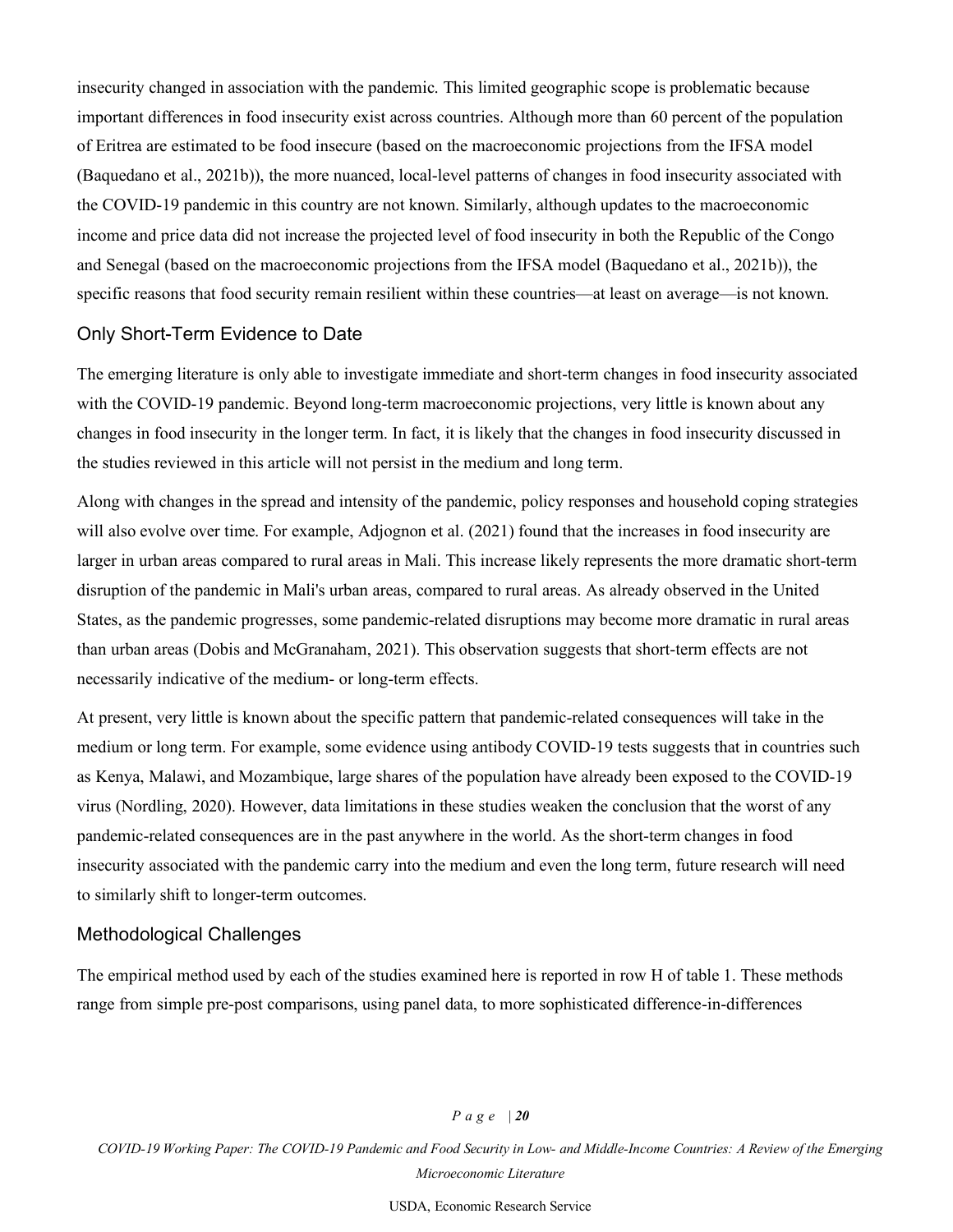insecurity changed in association with the pandemic. This limited geographic scope is problematic because important differences in food insecurity exist across countries. Although more than 60 percent of the population of Eritrea are estimated to be food insecure (based on the macroeconomic projections from the IFSA model (Baquedano et al., 2021b)), the more nuanced, local-level patterns of changes in food insecurity associated with the COVID-19 pandemic in this country are not known. Similarly, although updates to the macroeconomic income and price data did not increase the projected level of food insecurity in both the Republic of the Congo and Senegal (based on the macroeconomic projections from the IFSA model (Baquedano et al., 2021b)), the specific reasons that food security remain resilient within these countries—at least on average—is not known.

## Only Short-Term Evidence to Date

The emerging literature is only able to investigate immediate and short-term changes in food insecurity associated with the COVID-19 pandemic. Beyond long-term macroeconomic projections, very little is known about any changes in food insecurity in the longer term. In fact, it is likely that the changes in food insecurity discussed in the studies reviewed in this article will not persist in the medium and long term.

Along with changes in the spread and intensity of the pandemic, policy responses and household coping strategies will also evolve over time. For example, Adjognon et al. (2021) found that the increases in food insecurity are larger in urban areas compared to rural areas in Mali. This increase likely represents the more dramatic short-term disruption of the pandemic in Mali's urban areas, compared to rural areas. As already observed in the United States, as the pandemic progresses, some pandemic-related disruptions may become more dramatic in rural areas than urban areas (Dobis and McGranaham, 2021). This observation suggests that short-term effects are not necessarily indicative of the medium- or long-term effects.

At present, very little is known about the specific pattern that pandemic-related consequences will take in the medium or long term. For example, some evidence using antibody COVID-19 tests suggests that in countries such as Kenya, Malawi, and Mozambique, large shares of the population have already been exposed to the COVID-19 virus (Nordling, 2020). However, data limitations in these studies weaken the conclusion that the worst of any pandemic-related consequences are in the past anywhere in the world. As the short-term changes in food insecurity associated with the pandemic carry into the medium and even the long term, future research will need to similarly shift to longer-term outcomes.

## Methodological Challenges

The empirical method used by each of the studies examined here is reported in row H of table 1. These methods range from simple pre-post comparisons, using panel data, to more sophisticated difference-in-differences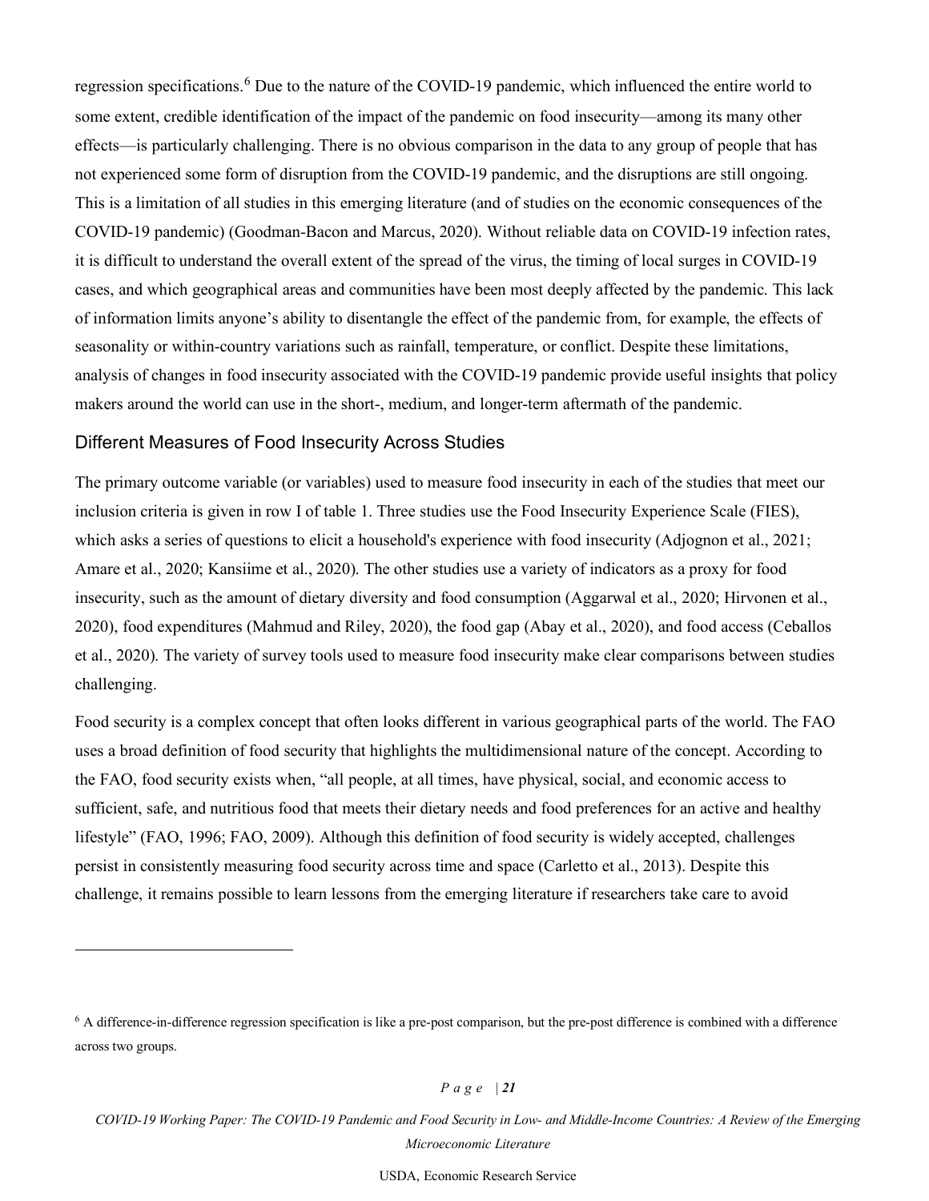regression specifications.[6] Due to the nature of the COVID-19 pandemic, which influenced the entire world to some extent, credible identification of the impact of the pandemic on food insecurity—among its many other effects—is particularly challenging. There is no obvious comparison in the data to any group of people that has not experienced some form of disruption from the COVID-19 pandemic, and the disruptions are still ongoing. This is a limitation of all studies in this emerging literature (and of studies on the economic consequences of the COVID-19 pandemic) (Goodman-Bacon and Marcus, 2020). Without reliable data on COVID-19 infection rates, it is difficult to understand the overall extent of the spread of the virus, the timing of local surges in COVID-19 cases, and which geographical areas and communities have been most deeply affected by the pandemic. This lack of information limits anyone's ability to disentangle the effect of the pandemic from, for example, the effects of seasonality or within-country variations such as rainfall, temperature, or conflict. Despite these limitations, analysis of changes in food insecurity associated with the COVID-19 pandemic provide useful insights that policy makers around the world can use in the short-, medium, and longer-term aftermath of the pandemic.

## Different Measures of Food Insecurity Across Studies

The primary outcome variable (or variables) used to measure food insecurity in each of the studies that meet our inclusion criteria is given in row I of table 1. Three studies use the Food Insecurity Experience Scale (FIES), which asks a series of questions to elicit a household's experience with food insecurity (Adjognon et al., 2021; Amare et al., 2020; Kansiime et al., 2020). The other studies use a variety of indicators as a proxy for food insecurity, such as the amount of dietary diversity and food consumption (Aggarwal et al., 2020; Hirvonen et al., 2020), food expenditures (Mahmud and Riley, 2020), the food gap (Abay et al., 2020), and food access (Ceballos et al., 2020). The variety of survey tools used to measure food insecurity make clear comparisons between studies challenging.

Food security is a complex concept that often looks different in various geographical parts of the world. The FAO uses a broad definition of food security that highlights the multidimensional nature of the concept. According to the FAO, food security exists when, "all people, at all times, have physical, social, and economic access to sufficient, safe, and nutritious food that meets their dietary needs and food preferences for an active and healthy lifestyle" (FAO, 1996; FAO, 2009). Although this definition of food security is widely accepted, challenges persist in consistently measuring food security across time and space (Carletto et al., 2013). Despite this challenge, it remains possible to learn lessons from the emerging literature if researchers take care to avoid

---

[6] A difference-in-difference regression specification is like a pre-post comparison, but the pre-post difference is combined with a difference across two groups.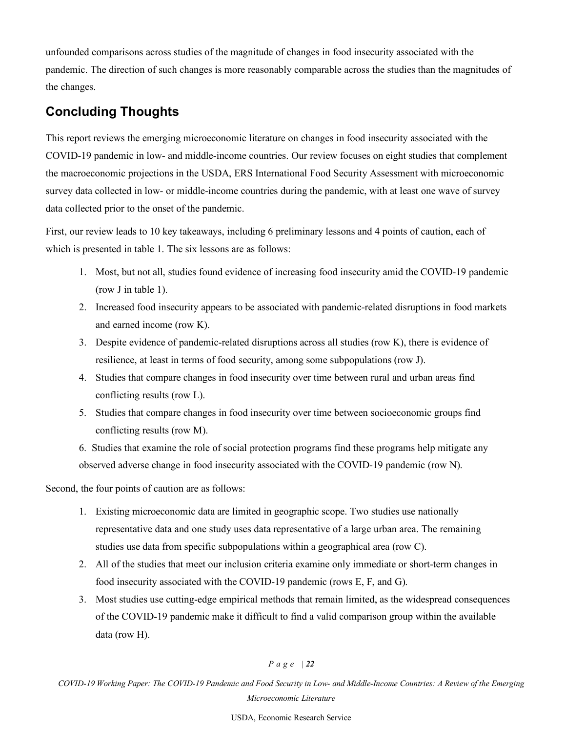unfounded comparisons across studies of the magnitude of changes in food insecurity associated with the pandemic. The direction of such changes is more reasonably comparable across the studies than the magnitudes of the changes.

## Concluding Thoughts

This report reviews the emerging microeconomic literature on changes in food insecurity associated with the COVID-19 pandemic in low- and middle-income countries. Our review focuses on eight studies that complement the macroeconomic projections in the USDA, ERS International Food Security Assessment with microeconomic survey data collected in low- or middle-income countries during the pandemic, with at least one wave of survey data collected prior to the onset of the pandemic.

First, our review leads to 10 key takeaways, including 6 preliminary lessons and 4 points of caution, each of which is presented in table 1. The six lessons are as follows:

1. Most, but not all, studies found evidence of increasing food insecurity amid the COVID-19 pandemic (row J in table 1).
2. Increased food insecurity appears to be associated with pandemic-related disruptions in food markets and earned income (row K).
3. Despite evidence of pandemic-related disruptions across all studies (row K), there is evidence of resilience, at least in terms of food security, among some subpopulations (row J).
4. Studies that compare changes in food insecurity over time between rural and urban areas find conflicting results (row L).
5. Studies that compare changes in food insecurity over time between socioeconomic groups find conflicting results (row M).
6. Studies that examine the role of social protection programs find these programs help mitigate any observed adverse change in food insecurity associated with the COVID-19 pandemic (row N).

Second, the four points of caution are as follows:

1. Existing microeconomic data are limited in geographic scope. Two studies use nationally representative data and one study uses data representative of a large urban area. The remaining studies use data from specific subpopulations within a geographical area (row C).
2. All of the studies that meet our inclusion criteria examine only immediate or short-term changes in food insecurity associated with the COVID-19 pandemic (rows E, F, and G).
3. Most studies use cutting-edge empirical methods that remain limited, as the widespread consequences of the COVID-19 pandemic make it difficult to find a valid comparison group within the available data (row H).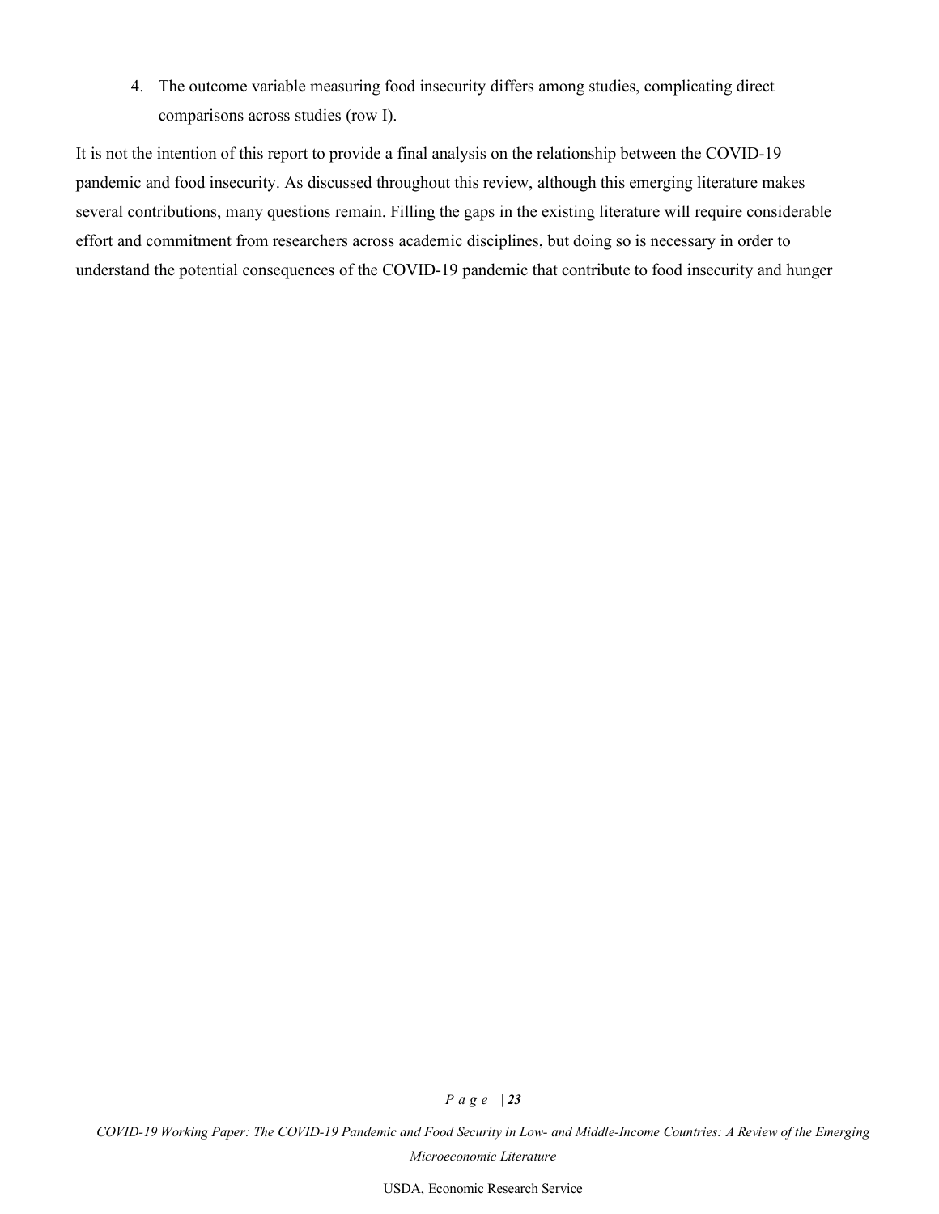4. The outcome variable measuring food insecurity differs among studies, complicating direct comparisons across studies (row I).

It is not the intention of this report to provide a final analysis on the relationship between the COVID-19 pandemic and food insecurity. As discussed throughout this review, although this emerging literature makes several contributions, many questions remain. Filling the gaps in the existing literature will require considerable effort and commitment from researchers across academic disciplines, but doing so is necessary in order to understand the potential consequences of the COVID-19 pandemic that contribute to food insecurity and hunger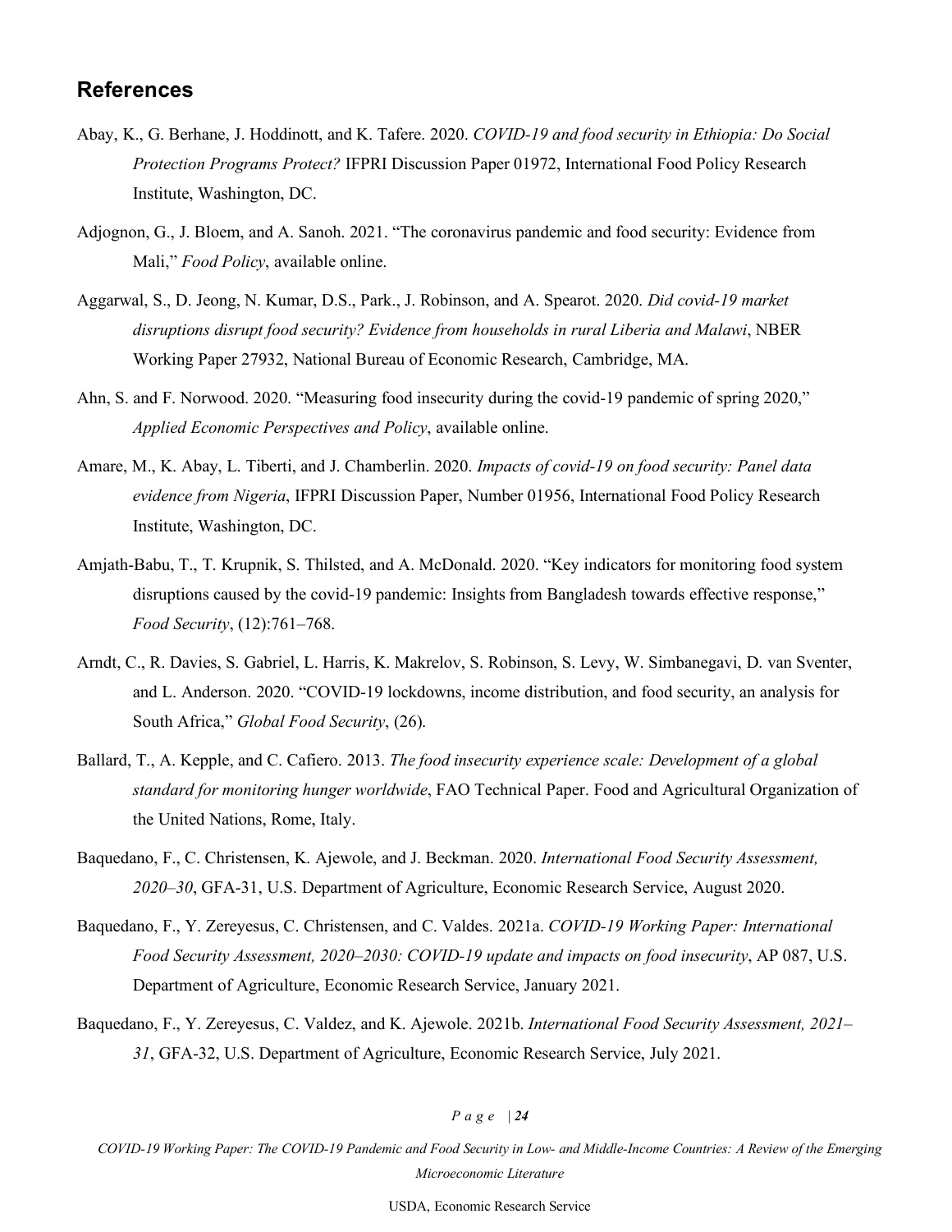## References

Abay, K., G. Berhane, J. Hoddinott, and K. Tafere. 2020. *COVID-19 and food security in Ethiopia: Do Social Protection Programs Protect?* IFPRI Discussion Paper 01972, International Food Policy Research Institute, Washington, DC.

Adjognon, G., J. Bloem, and A. Sanoh. 2021. "The coronavirus pandemic and food security: Evidence from Mali," *Food Policy*, available online.

Aggarwal, S., D. Jeong, N. Kumar, D.S., Park., J. Robinson, and A. Spearot. 2020. *Did covid-19 market disruptions disrupt food security? Evidence from households in rural Liberia and Malawi*, NBER Working Paper 27932, National Bureau of Economic Research, Cambridge, MA.

Ahn, S. and F. Norwood. 2020. "Measuring food insecurity during the covid-19 pandemic of spring 2020," *Applied Economic Perspectives and Policy*, available online.

Amare, M., K. Abay, L. Tiberti, and J. Chamberlin. 2020. *Impacts of covid-19 on food security: Panel data evidence from Nigeria*, IFPRI Discussion Paper, Number 01956, International Food Policy Research Institute, Washington, DC.

Amjath-Babu, T., T. Krupnik, S. Thilsted, and A. McDonald. 2020. "Key indicators for monitoring food system disruptions caused by the covid-19 pandemic: Insights from Bangladesh towards effective response," *Food Security*, (12):761–768.

Arndt, C., R. Davies, S. Gabriel, L. Harris, K. Makrelov, S. Robinson, S. Levy, W. Simbanegavi, D. van Sventer, and L. Anderson. 2020. "COVID-19 lockdowns, income distribution, and food security, an analysis for South Africa," *Global Food Security*, (26).

Ballard, T., A. Kepple, and C. Cafiero. 2013. *The food insecurity experience scale: Development of a global standard for monitoring hunger worldwide*, FAO Technical Paper. Food and Agricultural Organization of the United Nations, Rome, Italy.

Baquedano, F., C. Christensen, K. Ajewole, and J. Beckman. 2020. *International Food Security Assessment, 2020–30*, GFA-31, U.S. Department of Agriculture, Economic Research Service, August 2020.

Baquedano, F., Y. Zereyesus, C. Christensen, and C. Valdes. 2021a. *COVID-19 Working Paper: International Food Security Assessment, 2020–2030: COVID-19 update and impacts on food insecurity*, AP 087, U.S. Department of Agriculture, Economic Research Service, January 2021.

Baquedano, F., Y. Zereyesus, C. Valdez, and K. Ajewole. 2021b. *International Food Security Assessment, 2021–31*, GFA-32, U.S. Department of Agriculture, Economic Research Service, July 2021.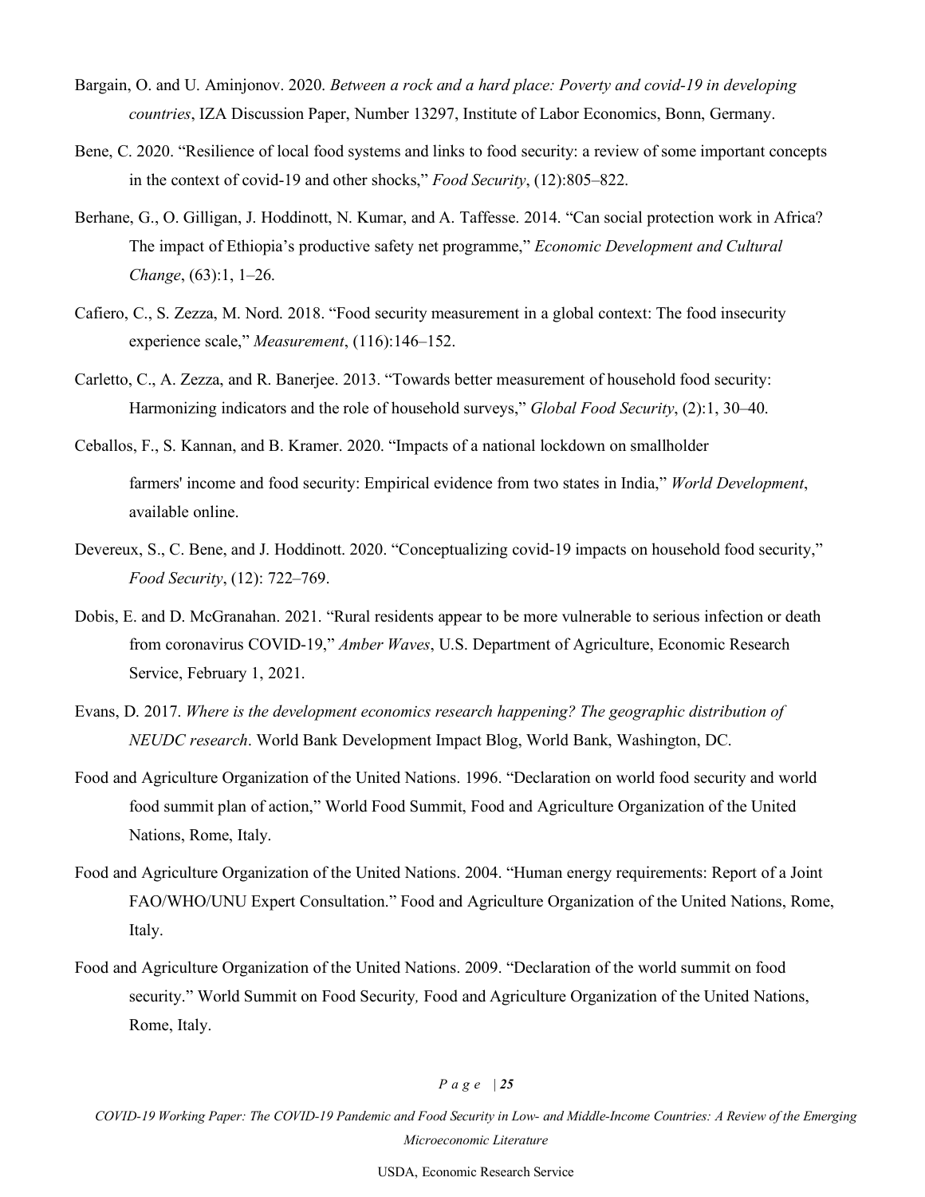Bargain, O. and U. Aminjonov. 2020. *Between a rock and a hard place: Poverty and covid-19 in developing countries*, IZA Discussion Paper, Number 13297, Institute of Labor Economics, Bonn, Germany.

Bene, C. 2020. "Resilience of local food systems and links to food security: a review of some important concepts in the context of covid-19 and other shocks," *Food Security*, (12):805–822.

Berhane, G., O. Gilligan, J. Hoddinott, N. Kumar, and A. Taffesse. 2014. "Can social protection work in Africa? The impact of Ethiopia's productive safety net programme," *Economic Development and Cultural Change*, (63):1, 1–26.

Cafiero, C., S. Zezza, M. Nord. 2018. "Food security measurement in a global context: The food insecurity experience scale," *Measurement*, (116):146–152.

Carletto, C., A. Zezza, and R. Banerjee. 2013. "Towards better measurement of household food security: Harmonizing indicators and the role of household surveys," *Global Food Security*, (2):1, 30–40.

Ceballos, F., S. Kannan, and B. Kramer. 2020. "Impacts of a national lockdown on smallholder farmers' income and food security: Empirical evidence from two states in India," *World Development*, available online.

Devereux, S., C. Bene, and J. Hoddinott. 2020. "Conceptualizing covid-19 impacts on household food security," *Food Security*, (12): 722–769.

Dobis, E. and D. McGranahan. 2021. "Rural residents appear to be more vulnerable to serious infection or death from coronavirus COVID-19," *Amber Waves*, U.S. Department of Agriculture, Economic Research Service, February 1, 2021.

Evans, D. 2017. *Where is the development economics research happening? The geographic distribution of NEUDC research*. World Bank Development Impact Blog, World Bank, Washington, DC.

Food and Agriculture Organization of the United Nations. 1996. "Declaration on world food security and world food summit plan of action," World Food Summit, Food and Agriculture Organization of the United Nations, Rome, Italy.

Food and Agriculture Organization of the United Nations. 2004. "Human energy requirements: Report of a Joint FAO/WHO/UNU Expert Consultation." Food and Agriculture Organization of the United Nations, Rome, Italy.

Food and Agriculture Organization of the United Nations. 2009. "Declaration of the world summit on food security." World Summit on Food Security, Food and Agriculture Organization of the United Nations, Rome, Italy.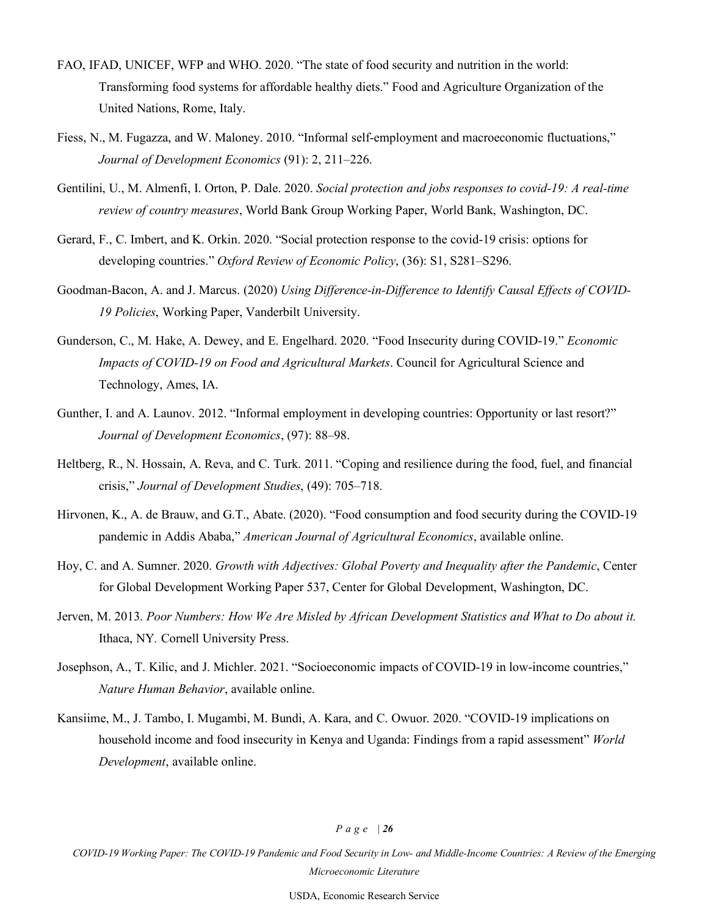FAO, IFAD, UNICEF, WFP and WHO. 2020. "The state of food security and nutrition in the world: Transforming food systems for affordable healthy diets." Food and Agriculture Organization of the United Nations, Rome, Italy.

Fiess, N., M. Fugazza, and W. Maloney. 2010. "Informal self-employment and macroeconomic fluctuations," *Journal of Development Economics* (91): 2, 211–226.

Gentilini, U., M. Almenfi, I. Orton, P. Dale. 2020. *Social protection and jobs responses to covid-19: A real-time review of country measures*, World Bank Group Working Paper, World Bank, Washington, DC.

Gerard, F., C. Imbert, and K. Orkin. 2020. "Social protection response to the covid-19 crisis: options for developing countries." *Oxford Review of Economic Policy*, (36): S1, S281–S296.

Goodman-Bacon, A. and J. Marcus. (2020) *Using Difference-in-Difference to Identify Causal Effects of COVID-19 Policies*, Working Paper, Vanderbilt University.

Gunderson, C., M. Hake, A. Dewey, and E. Engelhard. 2020. "Food Insecurity during COVID-19." *Economic Impacts of COVID-19 on Food and Agricultural Markets*. Council for Agricultural Science and Technology, Ames, IA.

Gunther, I. and A. Launov. 2012. "Informal employment in developing countries: Opportunity or last resort?" *Journal of Development Economics*, (97): 88–98.

Heltberg, R., N. Hossain, A. Reva, and C. Turk. 2011. "Coping and resilience during the food, fuel, and financial crisis," *Journal of Development Studies*, (49): 705–718.

Hirvonen, K., A. de Brauw, and G.T., Abate. (2020). "Food consumption and food security during the COVID-19 pandemic in Addis Ababa," *American Journal of Agricultural Economics*, available online.

Hoy, C. and A. Sumner. 2020. *Growth with Adjectives: Global Poverty and Inequality after the Pandemic*, Center for Global Development Working Paper 537, Center for Global Development, Washington, DC.

Jerven, M. 2013. *Poor Numbers: How We Are Misled by African Development Statistics and What to Do about it.* Ithaca, NY. Cornell University Press.

Josephson, A., T. Kilic, and J. Michler. 2021. "Socioeconomic impacts of COVID-19 in low-income countries," *Nature Human Behavior*, available online.

Kansiime, M., J. Tambo, I. Mugambi, M. Bundi, A. Kara, and C. Owuor. 2020. "COVID-19 implications on household income and food insecurity in Kenya and Uganda: Findings from a rapid assessment" *World Development*, available online.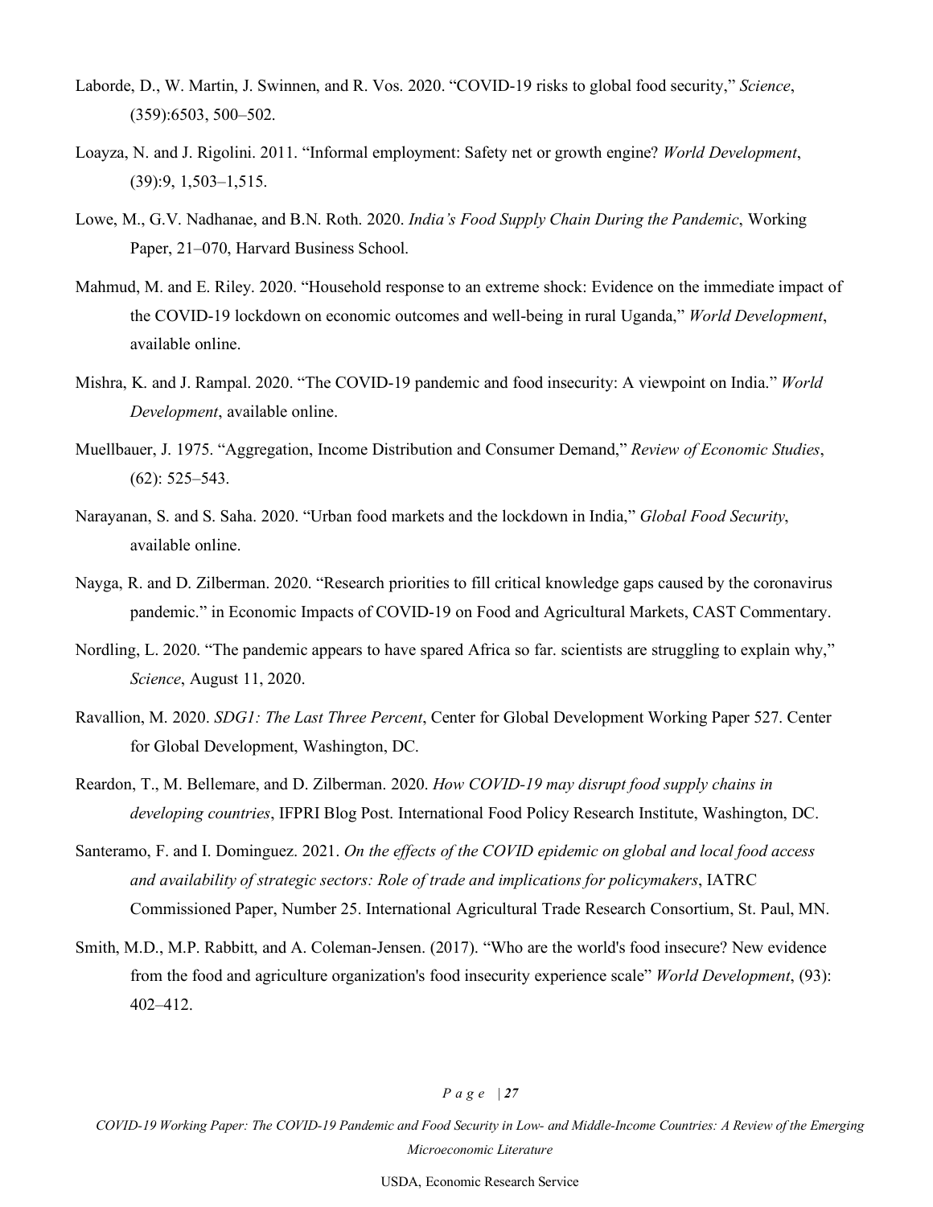Laborde, D., W. Martin, J. Swinnen, and R. Vos. 2020. "COVID-19 risks to global food security," *Science*, (359):6503, 500–502.

Loayza, N. and J. Rigolini. 2011. "Informal employment: Safety net or growth engine? *World Development*, (39):9, 1,503–1,515.

Lowe, M., G.V. Nadhanae, and B.N. Roth. 2020. *India's Food Supply Chain During the Pandemic*, Working Paper, 21–070, Harvard Business School.

Mahmud, M. and E. Riley. 2020. "Household response to an extreme shock: Evidence on the immediate impact of the COVID-19 lockdown on economic outcomes and well-being in rural Uganda," *World Development*, available online.

Mishra, K. and J. Rampal. 2020. "The COVID-19 pandemic and food insecurity: A viewpoint on India." *World Development*, available online.

Muellbauer, J. 1975. "Aggregation, Income Distribution and Consumer Demand," *Review of Economic Studies*, (62): 525–543.

Narayanan, S. and S. Saha. 2020. "Urban food markets and the lockdown in India," *Global Food Security*, available online.

Nayga, R. and D. Zilberman. 2020. "Research priorities to fill critical knowledge gaps caused by the coronavirus pandemic." in Economic Impacts of COVID-19 on Food and Agricultural Markets, CAST Commentary.

Nordling, L. 2020. "The pandemic appears to have spared Africa so far. scientists are struggling to explain why," *Science*, August 11, 2020.

Ravallion, M. 2020. *SDG1: The Last Three Percent*, Center for Global Development Working Paper 527. Center for Global Development, Washington, DC.

Reardon, T., M. Bellemare, and D. Zilberman. 2020. *How COVID-19 may disrupt food supply chains in developing countries*, IFPRI Blog Post. International Food Policy Research Institute, Washington, DC.

Santeramo, F. and I. Dominguez. 2021. *On the effects of the COVID epidemic on global and local food access and availability of strategic sectors: Role of trade and implications for policymakers*, IATRC Commissioned Paper, Number 25. International Agricultural Trade Research Consortium, St. Paul, MN.

Smith, M.D., M.P. Rabbitt, and A. Coleman-Jensen. (2017). "Who are the world's food insecure? New evidence from the food and agriculture organization's food insecurity experience scale" *World Development*, (93): 402–412.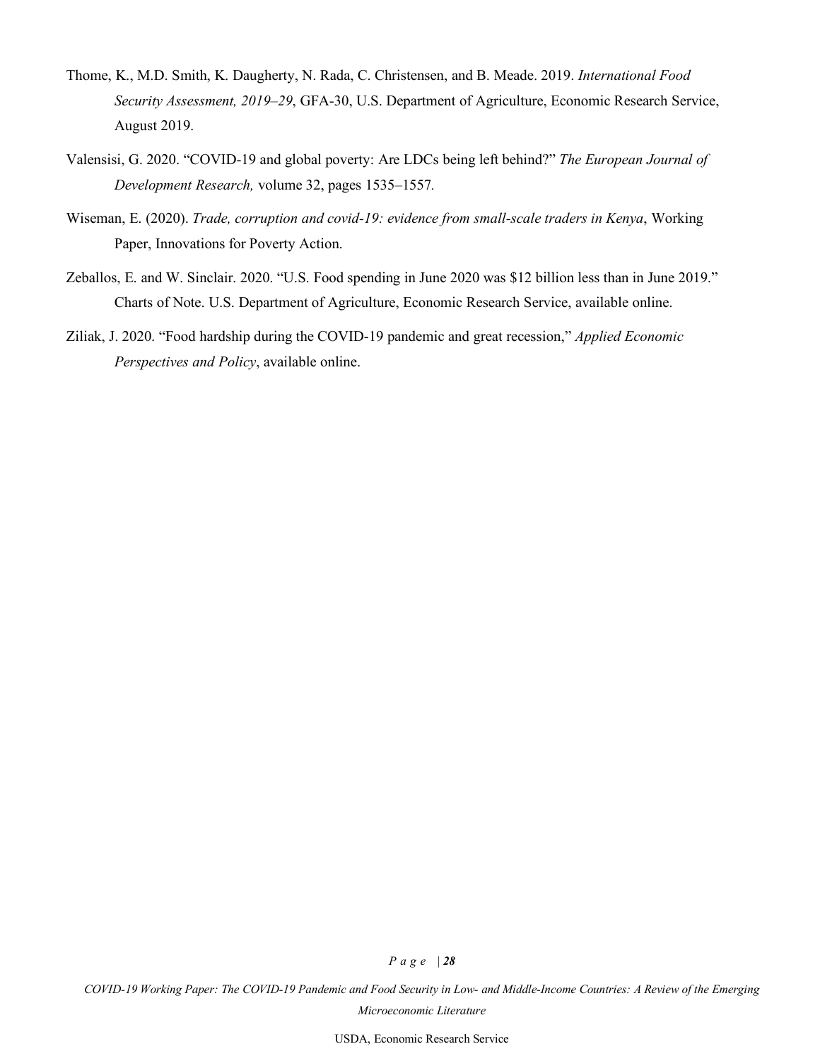Thome, K., M.D. Smith, K. Daugherty, N. Rada, C. Christensen, and B. Meade. 2019. *International Food Security Assessment, 2019–29*, GFA-30, U.S. Department of Agriculture, Economic Research Service, August 2019.

Valensisi, G. 2020. "COVID-19 and global poverty: Are LDCs being left behind?" *The European Journal of Development Research,* volume 32, pages 1535–1557.

Wiseman, E. (2020). *Trade, corruption and covid-19: evidence from small-scale traders in Kenya*, Working Paper, Innovations for Poverty Action.

Zeballos, E. and W. Sinclair. 2020. "U.S. Food spending in June 2020 was $12 billion less than in June 2019." Charts of Note. U.S. Department of Agriculture, Economic Research Service, available online.

Ziliak, J. 2020. "Food hardship during the COVID-19 pandemic and great recession," *Applied Economic Perspectives and Policy*, available online.